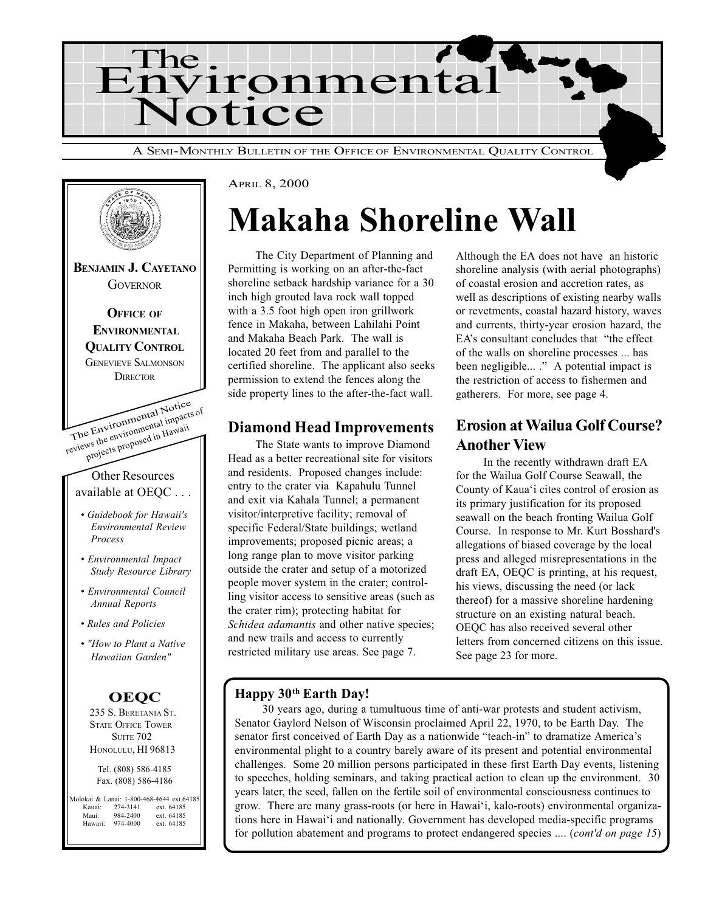# The Environmental Notice

A Semi-Monthly Bulletin of the Office of Environmental Quality Control

**Benjamin J. Cayetano**
Governor

**Office of Environmental Quality Control**
Genevieve Salmonson
Director

The Environmental Notice reviews the environmental impacts of projects proposed in Hawaii

Other Resources available at OEQC . . .

- *Guidebook for Hawaii's Environmental Review Process*
- *Environmental Impact Study Resource Library*
- *Environmental Council Annual Reports*
- *Rules and Policies*
- *"How to Plant a Native Hawaiian Garden"*

**OEQC**
235 S. Beretania St.
State Office Tower
Suite 702
Honolulu, HI 96813

Tel. (808) 586-4185
Fax. (808) 586-4186

Molokai & Lanai: 1-800-468-4644 ext.64185
Kauai: 274-3141 ext. 64185
Maui: 984-2400 ext. 64185
Hawaii: 974-4000 ext. 64185

April 8, 2000

# Makaha Shoreline Wall

The City Department of Planning and Permitting is working on an after-the-fact shoreline setback hardship variance for a 30 inch high grouted lava rock wall topped with a 3.5 foot high open iron grillwork fence in Makaha, between Lahilahi Point and Makaha Beach Park. The wall is located 20 feet from and parallel to the certified shoreline. The applicant also seeks permission to extend the fences along the side property lines to the after-the-fact wall.

Although the EA does not have an historic shoreline analysis (with aerial photographs) of coastal erosion and accretion rates, as well as descriptions of existing nearby walls or revetments, coastal hazard history, waves and currents, thirty-year erosion hazard, the EA's consultant concludes that "the effect of the walls on shoreline processes ... has been negligible... ." A potential impact is the restriction of access to fishermen and gatherers. For more, see page 4.

## Diamond Head Improvements

The State wants to improve Diamond Head as a better recreational site for visitors and residents. Proposed changes include: entry to the crater via Kapahulu Tunnel and exit via Kahala Tunnel; a permanent visitor/interpretive facility; removal of specific Federal/State buildings; wetland improvements; proposed picnic areas; a long range plan to move visitor parking outside the crater and setup of a motorized people mover system in the crater; controlling visitor access to sensitive areas (such as the crater rim); protecting habitat for *Schidea adamantis* and other native species; and new trails and access to currently restricted military use areas. See page 7.

## Erosion at Wailua Golf Course? Another View

In the recently withdrawn draft EA for the Wailua Golf Course Seawall, the County of Kaua'i cites control of erosion as its primary justification for its proposed seawall on the beach fronting Wailua Golf Course. In response to Mr. Kurt Bosshard's allegations of biased coverage by the local press and alleged misrepresentations in the draft EA, OEQC is printing, at his request, his views, discussing the need (or lack thereof) for a massive shoreline hardening structure on an existing natural beach. OEQC has also received several other letters from concerned citizens on this issue. See page 23 for more.

### Happy 30th Earth Day!

30 years ago, during a tumultuous time of anti-war protests and student activism, Senator Gaylord Nelson of Wisconsin proclaimed April 22, 1970, to be Earth Day. The senator first conceived of Earth Day as a nationwide "teach-in" to dramatize America's environmental plight to a country barely aware of its present and potential environmental challenges. Some 20 million persons participated in these first Earth Day events, listening to speeches, holding seminars, and taking practical action to clean up the environment. 30 years later, the seed, fallen on the fertile soil of environmental consciousness continues to grow. There are many grass-roots (or here in Hawai'i, kalo-roots) environmental organizations here in Hawai'i and nationally. Government has developed media-specific programs for pollution abatement and programs to protect endangered species .... (*cont'd on page 15*)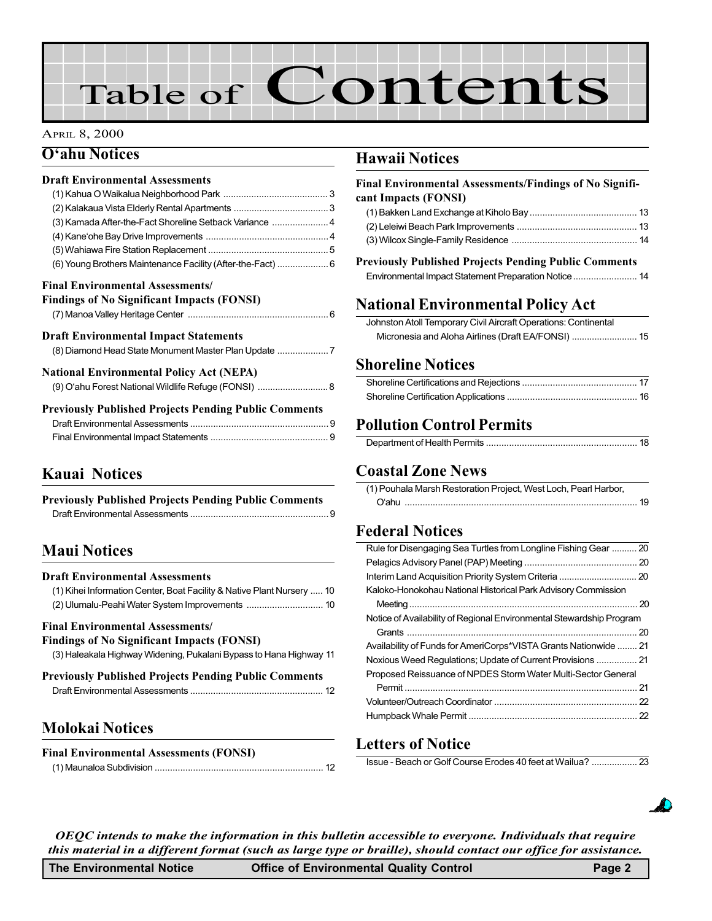# Table of Contents

April 8, 2000

## O'ahu Notices

### Draft Environmental Assessments

(1) Kahua O Waikalua Neighborhood Park ... 3
(2) Kalakaua Vista Elderly Rental Apartments ... 3
(3) Kamada After-the-Fact Shoreline Setback Variance ... 4
(4) Kane'ohe Bay Drive Improvements ... 4
(5) Wahiawa Fire Station Replacement ... 5
(6) Young Brothers Maintenance Facility (After-the-Fact) ... 6

### Final Environmental Assessments/ Findings of No Significant Impacts (FONSI)

(7) Manoa Valley Heritage Center ... 6

### Draft Environmental Impact Statements

(8) Diamond Head State Monument Master Plan Update ... 7

### National Environmental Policy Act (NEPA)

(9) O'ahu Forest National Wildlife Refuge (FONSI) ... 8

### Previously Published Projects Pending Public Comments

Draft Environmental Assessments ... 9
Final Environmental Impact Statements ... 9

## Kauai Notices

### Previously Published Projects Pending Public Comments

Draft Environmental Assessments ... 9

## Maui Notices

### Draft Environmental Assessments

(1) Kihei Information Center, Boat Facility & Native Plant Nursery ... 10
(2) Ulumalu-Peahi Water System Improvements ... 10

### Final Environmental Assessments/ Findings of No Significant Impacts (FONSI)

(3) Haleakala Highway Widening, Pukalani Bypass to Hana Highway 11

### Previously Published Projects Pending Public Comments

Draft Environmental Assessments ... 12

## Molokai Notices

### Final Environmental Assessments (FONSI)

(1) Maunaloa Subdivision ... 12

## Hawaii Notices

### Final Environmental Assessments/Findings of No Significant Impacts (FONSI)

(1) Bakken Land Exchange at Kiholo Bay ... 13
(2) Leleiwi Beach Park Improvements ... 13
(3) Wilcox Single-Family Residence ... 14

### Previously Published Projects Pending Public Comments

Environmental Impact Statement Preparation Notice ... 14

## National Environmental Policy Act

Johnston Atoll Temporary Civil Aircraft Operations: Continental Micronesia and Aloha Airlines (Draft EA/FONSI) ... 15

## Shoreline Notices

Shoreline Certifications and Rejections ... 17
Shoreline Certification Applications ... 16

## Pollution Control Permits

Department of Health Permits ... 18

## Coastal Zone News

(1) Pouhala Marsh Restoration Project, West Loch, Pearl Harbor, O'ahu ... 19

## Federal Notices

Rule for Disengaging Sea Turtles from Longline Fishing Gear ... 20
Pelagics Advisory Panel (PAP) Meeting ... 20
Interim Land Acquisition Priority System Criteria ... 20
Kaloko-Honokohau National Historical Park Advisory Commission Meeting ... 20
Notice of Availability of Regional Environmental Stewardship Program Grants ... 20
Availability of Funds for AmeriCorps*VISTA Grants Nationwide ... 21
Noxious Weed Regulations; Update of Current Provisions ... 21
Proposed Reissuance of NPDES Storm Water Multi-Sector General Permit ... 21
Volunteer/Outreach Coordinator ... 22
Humpback Whale Permit ... 22

## Letters of Notice

Issue - Beach or Golf Course Erodes 40 feet at Wailua? ... 23

***OEQC intends to make the information in this bulletin accessible to everyone. Individuals that require this material in a different format (such as large type or braille), should contact our office for assistance.***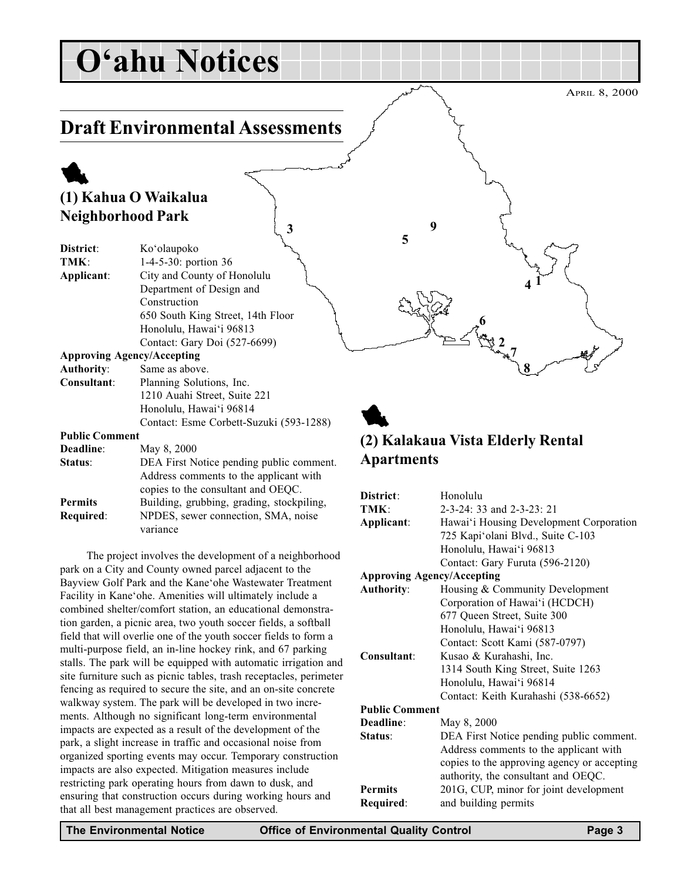# O'ahu Notices

APRIL 8, 2000

## Draft Environmental Assessments

### (1) Kahua O Waikalua Neighborhood Park

**District**: Ko'olaupoko
**TMK**: 1-4-5-30: portion 36
**Applicant**: City and County of Honolulu Department of Design and Construction
650 South King Street, 14th Floor
Honolulu, Hawai'i 96813
Contact: Gary Doi (527-6699)

**Approving Agency/Accepting Authority**: Same as above.

**Consultant**: Planning Solutions, Inc.
1210 Auahi Street, Suite 221
Honolulu, Hawai'i 96814
Contact: Esme Corbett-Suzuki (593-1288)

**Public Comment Deadline**: May 8, 2000

**Status**: DEA First Notice pending public comment. Address comments to the applicant with copies to the consultant and OEQC.

**Permits Required**: Building, grubbing, grading, stockpiling, NPDES, sewer connection, SMA, noise variance

The project involves the development of a neighborhood park on a City and County owned parcel adjacent to the Bayview Golf Park and the Kane'ohe Wastewater Treatment Facility in Kane'ohe. Amenities will ultimately include a combined shelter/comfort station, an educational demonstration garden, a picnic area, two youth soccer fields, a softball field that will overlie one of the youth soccer fields to form a multi-purpose field, an in-line hockey rink, and 67 parking stalls. The park will be equipped with automatic irrigation and site furniture such as picnic tables, trash receptacles, perimeter fencing as required to secure the site, and an on-site concrete walkway system. The park will be developed in two increments. Although no significant long-term environmental impacts are expected as a result of the development of the park, a slight increase in traffic and occasional noise from organized sporting events may occur. Temporary construction impacts are also expected. Mitigation measures include restricting park operating hours from dawn to dusk, and ensuring that construction occurs during working hours and that all best management practices are observed.

### (2) Kalakaua Vista Elderly Rental Apartments

**District**: Honolulu
**TMK**: 2-3-24: 33 and 2-3-23: 21
**Applicant**: Hawai'i Housing Development Corporation
725 Kapi'olani Blvd., Suite C-103
Honolulu, Hawai'i 96813
Contact: Gary Furuta (596-2120)

**Approving Agency/Accepting Authority**: Housing & Community Development Corporation of Hawai'i (HCDCH)
677 Queen Street, Suite 300
Honolulu, Hawai'i 96813
Contact: Scott Kami (587-0797)

**Consultant**: Kusao & Kurahashi, Inc.
1314 South King Street, Suite 1263
Honolulu, Hawai'i 96814
Contact: Keith Kurahashi (538-6652)

**Public Comment Deadline**: May 8, 2000

**Status**: DEA First Notice pending public comment. Address comments to the applicant with copies to the approving agency or accepting authority, the consultant and OEQC.

**Permits Required**: 201G, CUP, minor for joint development and building permits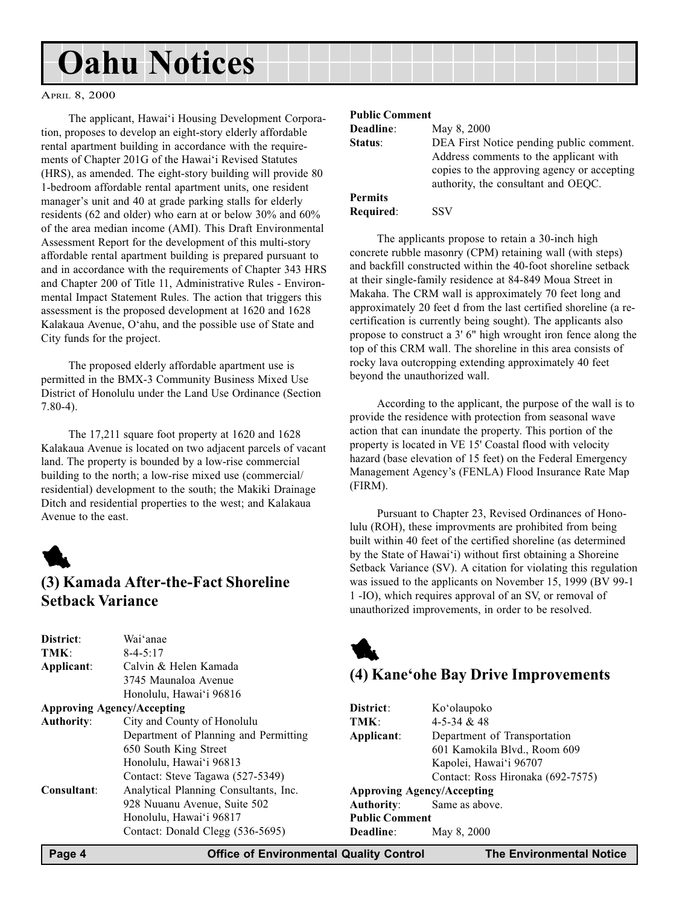# Oahu Notices

April 8, 2000

The applicant, Hawai'i Housing Development Corporation, proposes to develop an eight-story elderly affordable rental apartment building in accordance with the requirements of Chapter 201G of the Hawai'i Revised Statutes (HRS), as amended. The eight-story building will provide 80 1-bedroom affordable rental apartment units, one resident manager's unit and 40 at grade parking stalls for elderly residents (62 and older) who earn at or below 30% and 60% of the area median income (AMI). This Draft Environmental Assessment Report for the development of this multi-story affordable rental apartment building is prepared pursuant to and in accordance with the requirements of Chapter 343 HRS and Chapter 200 of Title 11, Administrative Rules - Environmental Impact Statement Rules. The action that triggers this assessment is the proposed development at 1620 and 1628 Kalakaua Avenue, O'ahu, and the possible use of State and City funds for the project.

The proposed elderly affordable apartment use is permitted in the BMX-3 Community Business Mixed Use District of Honolulu under the Land Use Ordinance (Section 7.80-4).

The 17,211 square foot property at 1620 and 1628 Kalakaua Avenue is located on two adjacent parcels of vacant land. The property is bounded by a low-rise commercial building to the north; a low-rise mixed use (commercial/residential) development to the south; the Makiki Drainage Ditch and residential properties to the west; and Kalakaua Avenue to the east.

## (3) Kamada After-the-Fact Shoreline Setback Variance

**District**: Wai'anae
**TMK**: 8-4-5:17
**Applicant**: Calvin & Helen Kamada
3745 Maunaloa Avenue
Honolulu, Hawai'i 96816
**Approving Agency/Accepting Authority**: City and County of Honolulu
Department of Planning and Permitting
650 South King Street
Honolulu, Hawai'i 96813
Contact: Steve Tagawa (527-5349)
**Consultant**: Analytical Planning Consultants, Inc.
928 Nuuanu Avenue, Suite 502
Honolulu, Hawai'i 96817
Contact: Donald Clegg (536-5695)
**Public Comment Deadline**: May 8, 2000
**Status**: DEA First Notice pending public comment. Address comments to the applicant with copies to the approving agency or accepting authority, the consultant and OEQC.
**Permits Required**: SSV

The applicants propose to retain a 30-inch high concrete rubble masonry (CPM) retaining wall (with steps) and backfill constructed within the 40-foot shoreline setback at their single-family residence at 84-849 Moua Street in Makaha. The CRM wall is approximately 70 feet long and approximately 20 feet d from the last certified shoreline (a re-certification is currently being sought). The applicants also propose to construct a 3' 6" high wrought iron fence along the top of this CRM wall. The shoreline in this area consists of rocky lava outcropping extending approximately 40 feet beyond the unauthorized wall.

According to the applicant, the purpose of the wall is to provide the residence with protection from seasonal wave action that can inundate the property. This portion of the property is located in VE 15' Coastal flood with velocity hazard (base elevation of 15 feet) on the Federal Emergency Management Agency's (FENLA) Flood Insurance Rate Map (FIRM).

Pursuant to Chapter 23, Revised Ordinances of Honolulu (ROH), these improvments are prohibited from being built within 40 feet of the certified shoreline (as determined by the State of Hawai'i) without first obtaining a Shoreine Setback Variance (SV). A citation for violating this regulation was issued to the applicants on November 15, 1999 (BV 99-1 1 -IO), which requires approval of an SV, or removal of unauthorized improvements, in order to be resolved.

## (4) Kane'ohe Bay Drive Improvements

**District**: Ko'olaupoko
**TMK**: 4-5-34 & 48
**Applicant**: Department of Transportation
601 Kamokila Blvd., Room 609
Kapolei, Hawai'i 96707
Contact: Ross Hironaka (692-7575)
**Approving Agency/Accepting Authority**: Same as above.
**Public Comment Deadline**: May 8, 2000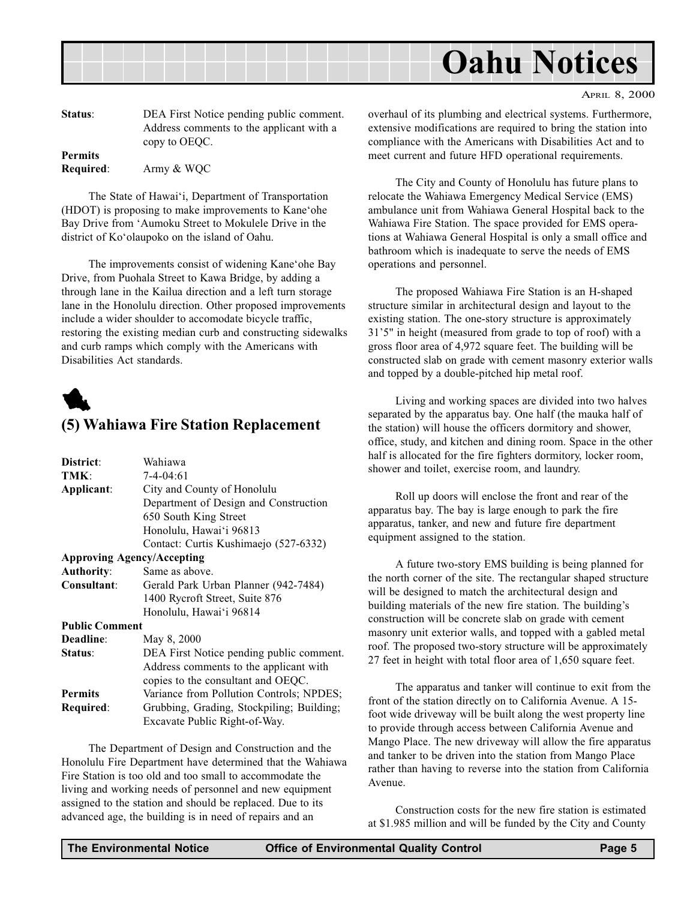**Status**: DEA First Notice pending public comment. Address comments to the applicant with a copy to OEQC.

**Permits Required**: Army & WQC

The State of Hawai'i, Department of Transportation (HDOT) is proposing to make improvements to Kane'ohe Bay Drive from 'Aumoku Street to Mokulele Drive in the district of Ko'olaupoko on the island of Oahu.

The improvements consist of widening Kane'ohe Bay Drive, from Puohala Street to Kawa Bridge, by adding a through lane in the Kailua direction and a left turn storage lane in the Honolulu direction. Other proposed improvements include a wider shoulder to accomodate bicycle traffic, restoring the existing median curb and constructing sidewalks and curb ramps which comply with the Americans with Disabilities Act standards.

## (5) Wahiawa Fire Station Replacement

**District**: Wahiawa
**TMK**: 7-4-04:61
**Applicant**: City and County of Honolulu
Department of Design and Construction
650 South King Street
Honolulu, Hawai'i 96813
Contact: Curtis Kushimaejo (527-6332)

**Approving Agency/Accepting Authority**: Same as above.

**Consultant**: Gerald Park Urban Planner (942-7484)
1400 Rycroft Street, Suite 876
Honolulu, Hawai'i 96814

**Public Comment Deadline**: May 8, 2000

**Status**: DEA First Notice pending public comment. Address comments to the applicant with copies to the consultant and OEQC.

**Permits Required**: Variance from Pollution Controls; NPDES; Grubbing, Grading, Stockpiling; Building; Excavate Public Right-of-Way.

The Department of Design and Construction and the Honolulu Fire Department have determined that the Wahiawa Fire Station is too old and too small to accommodate the living and working needs of personnel and new equipment assigned to the station and should be replaced. Due to its advanced age, the building is in need of repairs and an overhaul of its plumbing and electrical systems. Furthermore, extensive modifications are required to bring the station into compliance with the Americans with Disabilities Act and to meet current and future HFD operational requirements.

The City and County of Honolulu has future plans to relocate the Wahiawa Emergency Medical Service (EMS) ambulance unit from Wahiawa General Hospital back to the Wahiawa Fire Station. The space provided for EMS operations at Wahiawa General Hospital is only a small office and bathroom which is inadequate to serve the needs of EMS operations and personnel.

The proposed Wahiawa Fire Station is an H-shaped structure similar in architectural design and layout to the existing station. The one-story structure is approximately 31'5" in height (measured from grade to top of roof) with a gross floor area of 4,972 square feet. The building will be constructed slab on grade with cement masonry exterior walls and topped by a double-pitched hip metal roof.

Living and working spaces are divided into two halves separated by the apparatus bay. One half (the mauka half of the station) will house the officers dormitory and shower, office, study, and kitchen and dining room. Space in the other half is allocated for the fire fighters dormitory, locker room, shower and toilet, exercise room, and laundry.

Roll up doors will enclose the front and rear of the apparatus bay. The bay is large enough to park the fire apparatus, tanker, and new and future fire department equipment assigned to the station.

A future two-story EMS building is being planned for the north corner of the site. The rectangular shaped structure will be designed to match the architectural design and building materials of the new fire station. The building's construction will be concrete slab on grade with cement masonry unit exterior walls, and topped with a gabled metal roof. The proposed two-story structure will be approximately 27 feet in height with total floor area of 1,650 square feet.

The apparatus and tanker will continue to exit from the front of the station directly on to California Avenue. A 15-foot wide driveway will be built along the west property line to provide through access between California Avenue and Mango Place. The new driveway will allow the fire apparatus and tanker to be driven into the station from Mango Place rather than having to reverse into the station from California Avenue.

Construction costs for the new fire station is estimated at $1.985 million and will be funded by the City and County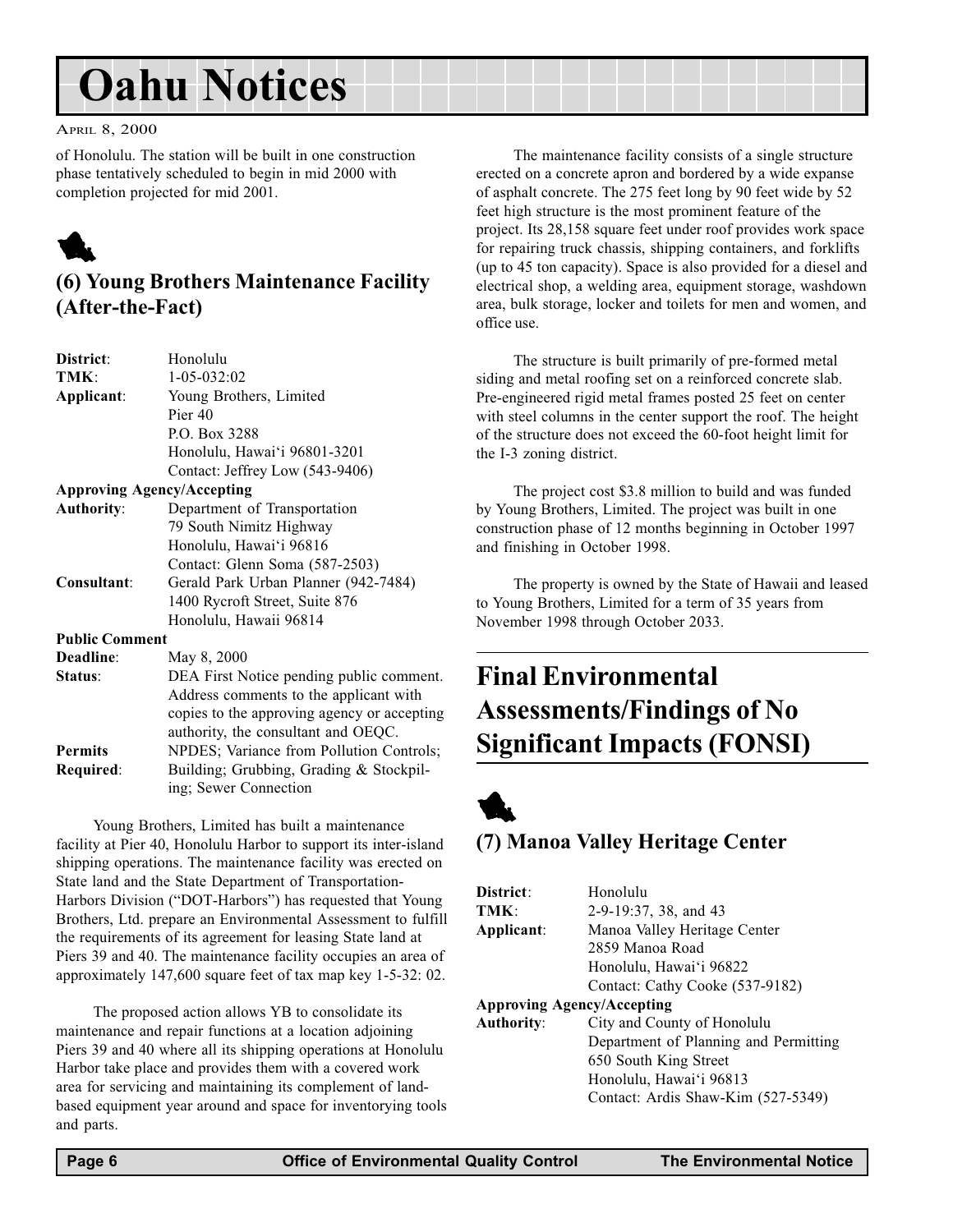of Honolulu. The station will be built in one construction phase tentatively scheduled to begin in mid 2000 with completion projected for mid 2001.

## (6) Young Brothers Maintenance Facility (After-the-Fact)

| | |
|---|---|
| **District**: | Honolulu |
| **TMK**: | 1-05-032:02 |
| **Applicant**: | Young Brothers, Limited<br>Pier 40<br>P.O. Box 3288<br>Honolulu, Hawai'i 96801-3201<br>Contact: Jeffrey Low (543-9406) |
| **Approving Agency/Accepting Authority**: | Department of Transportation<br>79 South Nimitz Highway<br>Honolulu, Hawai'i 96816<br>Contact: Glenn Soma (587-2503) |
| **Consultant**: | Gerald Park Urban Planner (942-7484)<br>1400 Rycroft Street, Suite 876<br>Honolulu, Hawaii 96814 |
| **Public Comment Deadline**: | May 8, 2000 |
| **Status**: | DEA First Notice pending public comment. Address comments to the applicant with copies to the approving agency or accepting authority, the consultant and OEQC. |
| **Permits Required**: | NPDES; Variance from Pollution Controls; Building; Grubbing, Grading & Stockpiling; Sewer Connection |

Young Brothers, Limited has built a maintenance facility at Pier 40, Honolulu Harbor to support its inter-island shipping operations. The maintenance facility was erected on State land and the State Department of Transportation-Harbors Division ("DOT-Harbors") has requested that Young Brothers, Ltd. prepare an Environmental Assessment to fulfill the requirements of its agreement for leasing State land at Piers 39 and 40. The maintenance facility occupies an area of approximately 147,600 square feet of tax map key 1-5-32: 02.

The proposed action allows YB to consolidate its maintenance and repair functions at a location adjoining Piers 39 and 40 where all its shipping operations at Honolulu Harbor take place and provides them with a covered work area for servicing and maintaining its complement of land-based equipment year around and space for inventorying tools and parts.

The maintenance facility consists of a single structure erected on a concrete apron and bordered by a wide expanse of asphalt concrete. The 275 feet long by 90 feet wide by 52 feet high structure is the most prominent feature of the project. Its 28,158 square feet under roof provides work space for repairing truck chassis, shipping containers, and forklifts (up to 45 ton capacity). Space is also provided for a diesel and electrical shop, a welding area, equipment storage, washdown area, bulk storage, locker and toilets for men and women, and office use.

The structure is built primarily of pre-formed metal siding and metal roofing set on a reinforced concrete slab. Pre-engineered rigid metal frames posted 25 feet on center with steel columns in the center support the roof. The height of the structure does not exceed the 60-foot height limit for the I-3 zoning district.

The project cost $3.8 million to build and was funded by Young Brothers, Limited. The project was built in one construction phase of 12 months beginning in October 1997 and finishing in October 1998.

The property is owned by the State of Hawaii and leased to Young Brothers, Limited for a term of 35 years from November 1998 through October 2033.

# Final Environmental Assessments/Findings of No Significant Impacts (FONSI)

## (7) Manoa Valley Heritage Center

| | |
|---|---|
| **District**: | Honolulu |
| **TMK**: | 2-9-19:37, 38, and 43 |
| **Applicant**: | Manoa Valley Heritage Center<br>2859 Manoa Road<br>Honolulu, Hawai'i 96822<br>Contact: Cathy Cooke (537-9182) |
| **Approving Agency/Accepting Authority**: | City and County of Honolulu<br>Department of Planning and Permitting<br>650 South King Street<br>Honolulu, Hawai'i 96813<br>Contact: Ardis Shaw-Kim (527-5349) |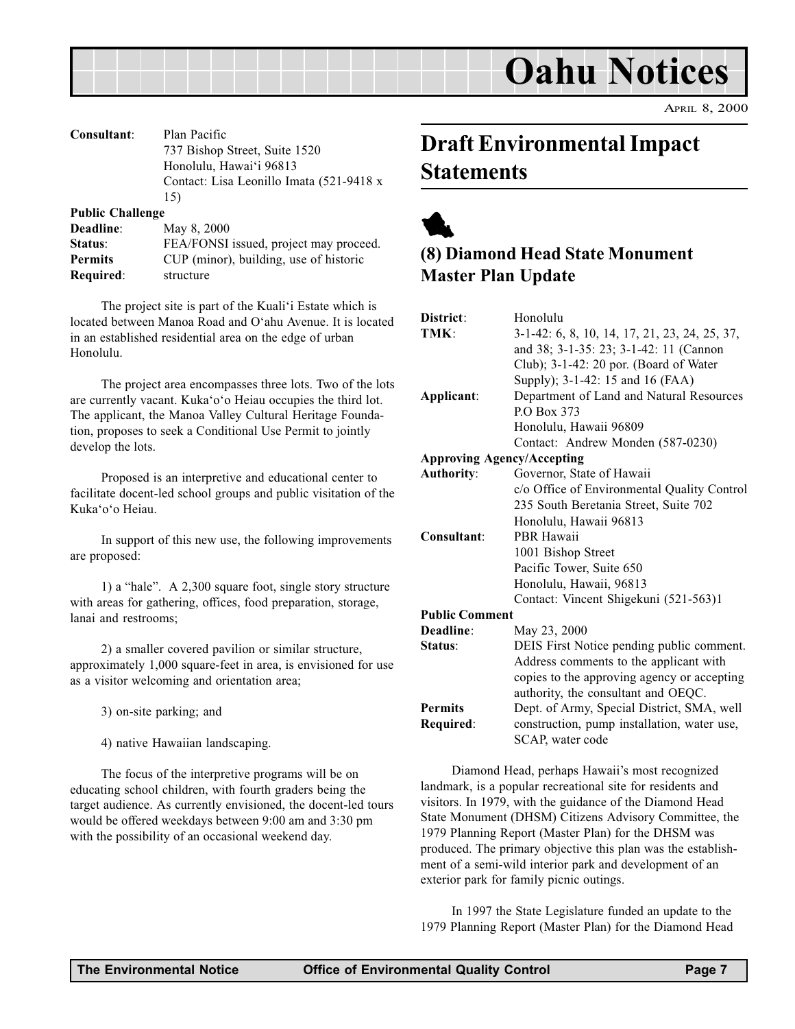# Oahu Notices

APRIL 8, 2000

| | |
|---|---|
| **Consultant**: | Plan Pacific<br>737 Bishop Street, Suite 1520<br>Honolulu, Hawai'i 96813<br>Contact: Lisa Leonillo Imata (521-9418 x 15) |
| **Public Challenge Deadline**: | May 8, 2000 |
| **Status**: | FEA/FONSI issued, project may proceed. |
| **Permits Required**: | CUP (minor), building, use of historic structure |

The project site is part of the Kuali'i Estate which is located between Manoa Road and O'ahu Avenue. It is located in an established residential area on the edge of urban Honolulu.

The project area encompasses three lots. Two of the lots are currently vacant. Kuka'o'o Heiau occupies the third lot. The applicant, the Manoa Valley Cultural Heritage Foundation, proposes to seek a Conditional Use Permit to jointly develop the lots.

Proposed is an interpretive and educational center to facilitate docent-led school groups and public visitation of the Kuka'o'o Heiau.

In support of this new use, the following improvements are proposed:

1) a "hale". A 2,300 square foot, single story structure with areas for gathering, offices, food preparation, storage, lanai and restrooms;

2) a smaller covered pavilion or similar structure, approximately 1,000 square-feet in area, is envisioned for use as a visitor welcoming and orientation area;

3) on-site parking; and

4) native Hawaiian landscaping.

The focus of the interpretive programs will be on educating school children, with fourth graders being the target audience. As currently envisioned, the docent-led tours would be offered weekdays between 9:00 am and 3:30 pm with the possibility of an occasional weekend day.

## Draft Environmental Impact Statements

### (8) Diamond Head State Monument Master Plan Update

| | |
|---|---|
| **District**: | Honolulu |
| **TMK**: | 3-1-42: 6, 8, 10, 14, 17, 21, 23, 24, 25, 37, and 38; 3-1-35: 23; 3-1-42: 11 (Cannon Club); 3-1-42: 20 por. (Board of Water Supply); 3-1-42: 15 and 16 (FAA) |
| **Applicant**: | Department of Land and Natural Resources<br>P.O Box 373<br>Honolulu, Hawaii 96809<br>Contact: Andrew Monden (587-0230) |
| **Approving Agency/Accepting Authority**: | Governor, State of Hawaii<br>c/o Office of Environmental Quality Control<br>235 South Beretania Street, Suite 702<br>Honolulu, Hawaii 96813 |
| **Consultant**: | PBR Hawaii<br>1001 Bishop Street<br>Pacific Tower, Suite 650<br>Honolulu, Hawaii, 96813<br>Contact: Vincent Shigekuni (521-563)1 |
| **Public Comment Deadline**: | May 23, 2000 |
| **Status**: | DEIS First Notice pending public comment. Address comments to the applicant with copies to the approving agency or accepting authority, the consultant and OEQC. |
| **Permits Required**: | Dept. of Army, Special District, SMA, well construction, pump installation, water use, SCAP, water code |

Diamond Head, perhaps Hawaii's most recognized landmark, is a popular recreational site for residents and visitors. In 1979, with the guidance of the Diamond Head State Monument (DHSM) Citizens Advisory Committee, the 1979 Planning Report (Master Plan) for the DHSM was produced. The primary objective this plan was the establishment of a semi-wild interior park and development of an exterior park for family picnic outings.

In 1997 the State Legislature funded an update to the 1979 Planning Report (Master Plan) for the Diamond Head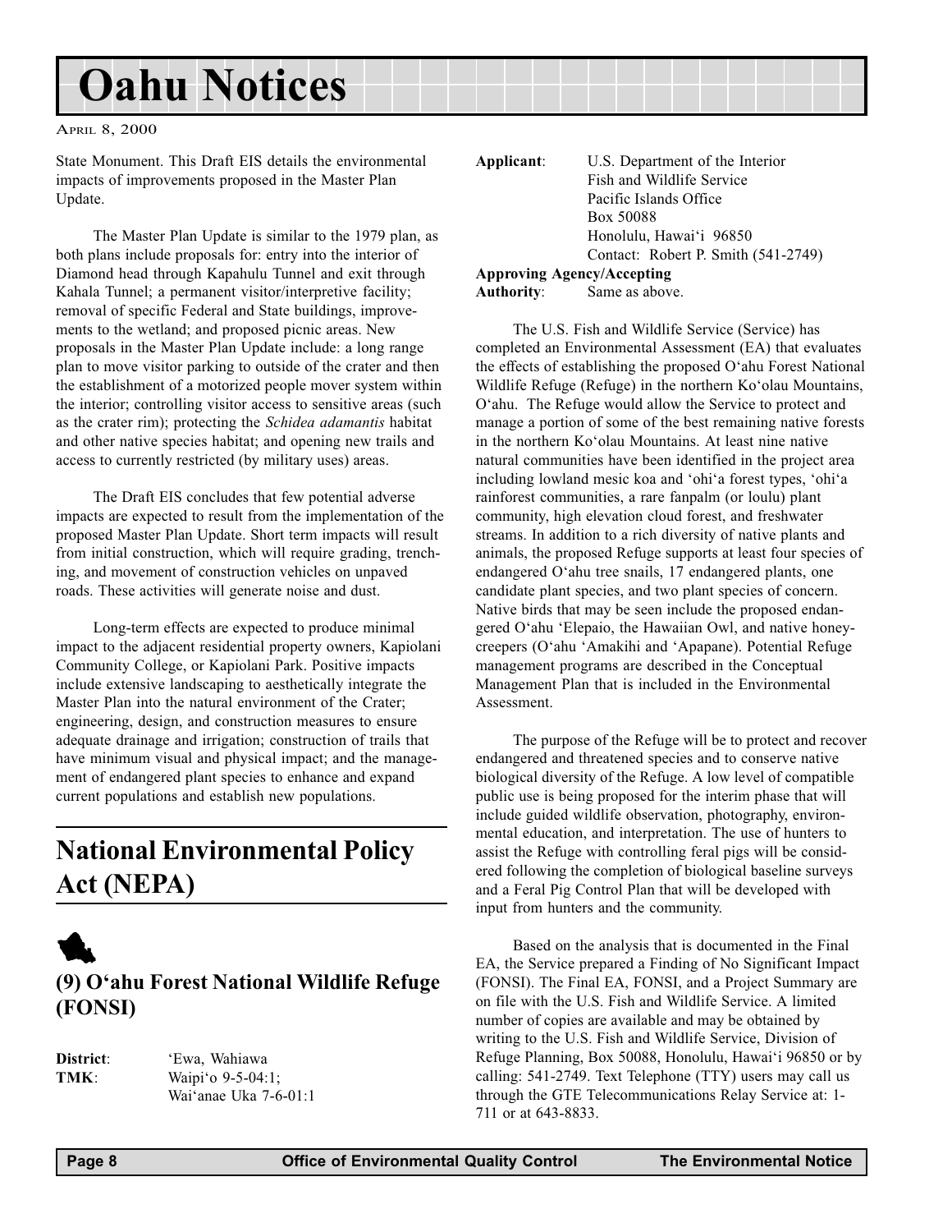State Monument. This Draft EIS details the environmental impacts of improvements proposed in the Master Plan Update.

The Master Plan Update is similar to the 1979 plan, as both plans include proposals for: entry into the interior of Diamond head through Kapahulu Tunnel and exit through Kahala Tunnel; a permanent visitor/interpretive facility; removal of specific Federal and State buildings, improvements to the wetland; and proposed picnic areas. New proposals in the Master Plan Update include: a long range plan to move visitor parking to outside of the crater and then the establishment of a motorized people mover system within the interior; controlling visitor access to sensitive areas (such as the crater rim); protecting the *Schidea adamantis* habitat and other native species habitat; and opening new trails and access to currently restricted (by military uses) areas.

The Draft EIS concludes that few potential adverse impacts are expected to result from the implementation of the proposed Master Plan Update. Short term impacts will result from initial construction, which will require grading, trenching, and movement of construction vehicles on unpaved roads. These activities will generate noise and dust.

Long-term effects are expected to produce minimal impact to the adjacent residential property owners, Kapiolani Community College, or Kapiolani Park. Positive impacts include extensive landscaping to aesthetically integrate the Master Plan into the natural environment of the Crater; engineering, design, and construction measures to ensure adequate drainage and irrigation; construction of trails that have minimum visual and physical impact; and the management of endangered plant species to enhance and expand current populations and establish new populations.

# National Environmental Policy Act (NEPA)

## (9) O'ahu Forest National Wildlife Refuge (FONSI)

**District**: 'Ewa, Wahiawa
**TMK**: Waipi'o 9-5-04:1; Wai'anae Uka 7-6-01:1

**Applicant**: U.S. Department of the Interior
Fish and Wildlife Service
Pacific Islands Office
Box 50088
Honolulu, Hawai'i 96850
Contact: Robert P. Smith (541-2749)

**Approving Agency/Accepting Authority**: Same as above.

The U.S. Fish and Wildlife Service (Service) has completed an Environmental Assessment (EA) that evaluates the effects of establishing the proposed O'ahu Forest National Wildlife Refuge (Refuge) in the northern Ko'olau Mountains, O'ahu. The Refuge would allow the Service to protect and manage a portion of some of the best remaining native forests in the northern Ko'olau Mountains. At least nine native natural communities have been identified in the project area including lowland mesic koa and 'ohi'a forest types, 'ohi'a rainforest communities, a rare fanpalm (or loulu) plant community, high elevation cloud forest, and freshwater streams. In addition to a rich diversity of native plants and animals, the proposed Refuge supports at least four species of endangered O'ahu tree snails, 17 endangered plants, one candidate plant species, and two plant species of concern. Native birds that may be seen include the proposed endangered O'ahu 'Elepaio, the Hawaiian Owl, and native honeycreepers (O'ahu 'Amakihi and 'Apapane). Potential Refuge management programs are described in the Conceptual Management Plan that is included in the Environmental Assessment.

The purpose of the Refuge will be to protect and recover endangered and threatened species and to conserve native biological diversity of the Refuge. A low level of compatible public use is being proposed for the interim phase that will include guided wildlife observation, photography, environmental education, and interpretation. The use of hunters to assist the Refuge with controlling feral pigs will be considered following the completion of biological baseline surveys and a Feral Pig Control Plan that will be developed with input from hunters and the community.

Based on the analysis that is documented in the Final EA, the Service prepared a Finding of No Significant Impact (FONSI). The Final EA, FONSI, and a Project Summary are on file with the U.S. Fish and Wildlife Service. A limited number of copies are available and may be obtained by writing to the U.S. Fish and Wildlife Service, Division of Refuge Planning, Box 50088, Honolulu, Hawai'i 96850 or by calling: 541-2749. Text Telephone (TTY) users may call us through the GTE Telecommunications Relay Service at: 1-711 or at 643-8833.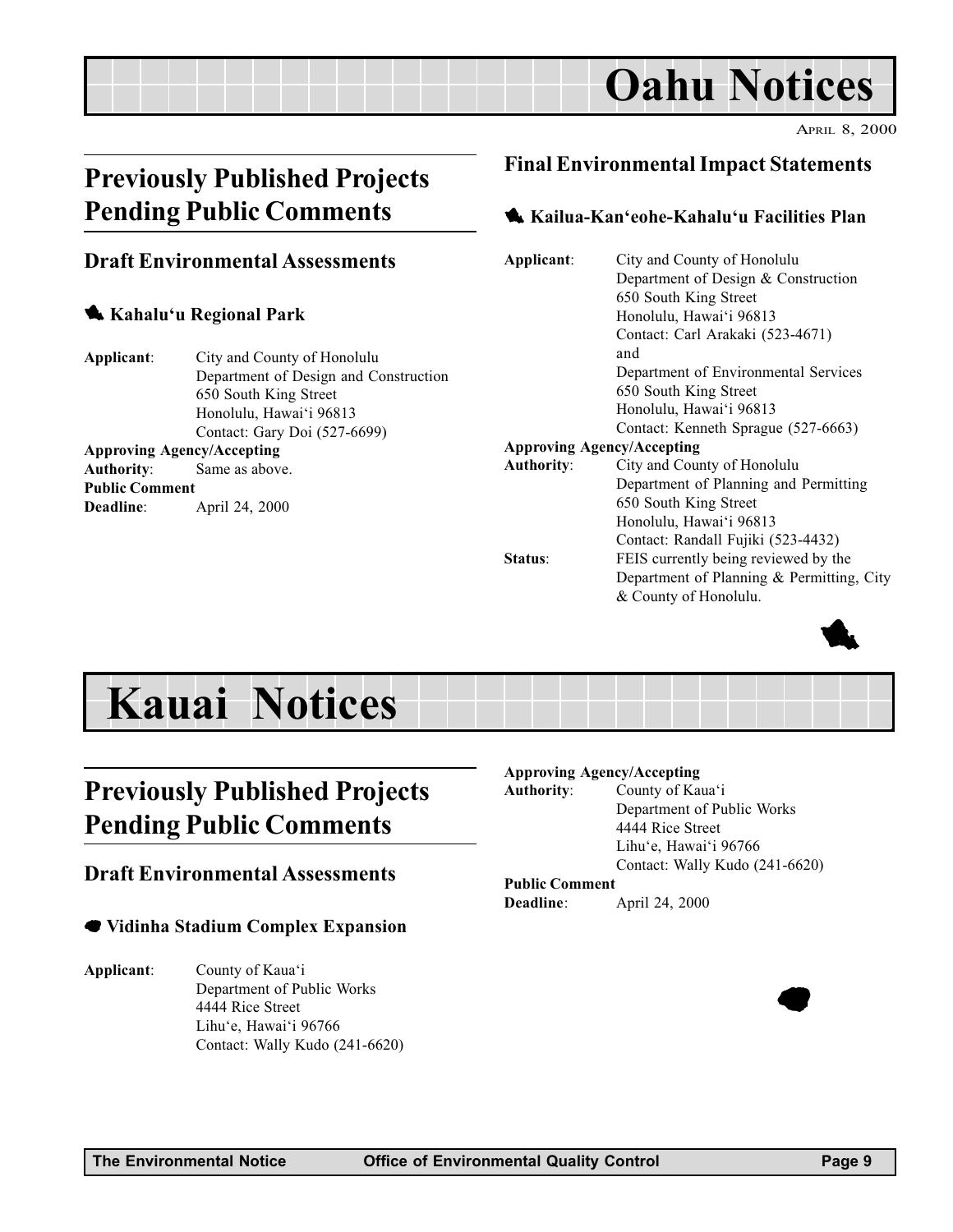# Oahu Notices

April 8, 2000

## Previously Published Projects Pending Public Comments

### Draft Environmental Assessments

#### Kahalu'u Regional Park

**Applicant**: City and County of Honolulu
Department of Design and Construction
650 South King Street
Honolulu, Hawai'i 96813
Contact: Gary Doi (527-6699)

**Approving Agency/Accepting Authority**: Same as above.

**Public Comment Deadline**: April 24, 2000

### Final Environmental Impact Statements

#### Kailua-Kan'eohe-Kahalu'u Facilities Plan

**Applicant**: City and County of Honolulu
Department of Design & Construction
650 South King Street
Honolulu, Hawai'i 96813
Contact: Carl Arakaki (523-4671)
and
Department of Environmental Services
650 South King Street
Honolulu, Hawai'i 96813
Contact: Kenneth Sprague (527-6663)

**Approving Agency/Accepting Authority**: City and County of Honolulu
Department of Planning and Permitting
650 South King Street
Honolulu, Hawai'i 96813
Contact: Randall Fujiki (523-4432)

**Status**: FEIS currently being reviewed by the Department of Planning & Permitting, City & County of Honolulu.

# Kauai Notices

## Previously Published Projects Pending Public Comments

### Draft Environmental Assessments

#### Vidinha Stadium Complex Expansion

**Applicant**: County of Kaua'i
Department of Public Works
4444 Rice Street
Lihu'e, Hawai'i 96766
Contact: Wally Kudo (241-6620)

**Approving Agency/Accepting Authority**: County of Kaua'i
Department of Public Works
4444 Rice Street
Lihu'e, Hawai'i 96766
Contact: Wally Kudo (241-6620)

**Public Comment Deadline**: April 24, 2000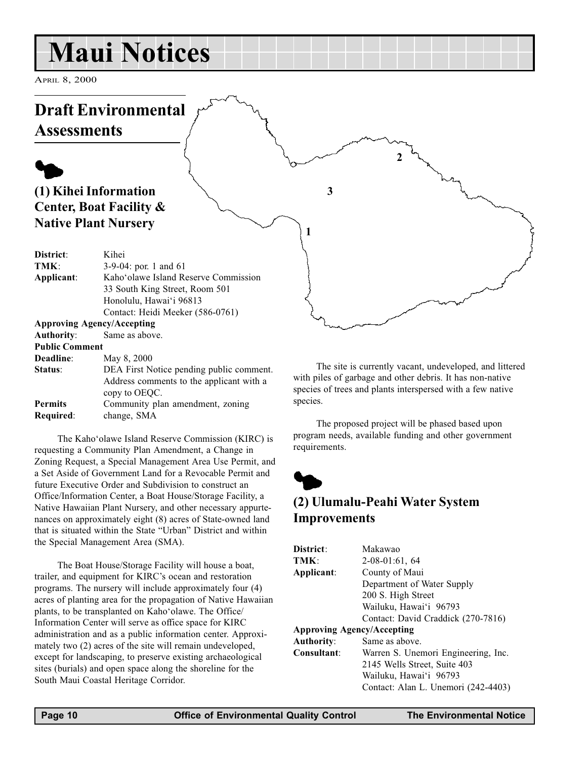# Maui Notices

April 8, 2000

## Draft Environmental Assessments

### (1) Kihei Information Center, Boat Facility & Native Plant Nursery

**District**: Kihei
**TMK**: 3-9-04: por. 1 and 61
**Applicant**: Kaho'olawe Island Reserve Commission
33 South King Street, Room 501
Honolulu, Hawai'i 96813
Contact: Heidi Meeker (586-0761)
**Approving Agency/Accepting Authority**: Same as above.
**Public Comment Deadline**: May 8, 2000
**Status**: DEA First Notice pending public comment. Address comments to the applicant with a copy to OEQC.
**Permits Required**: Community plan amendment, zoning change, SMA

The Kaho'olawe Island Reserve Commission (KIRC) is requesting a Community Plan Amendment, a Change in Zoning Request, a Special Management Area Use Permit, and a Set Aside of Government Land for a Revocable Permit and future Executive Order and Subdivision to construct an Office/Information Center, a Boat House/Storage Facility, a Native Hawaiian Plant Nursery, and other necessary appurtenances on approximately eight (8) acres of State-owned land that is situated within the State "Urban" District and within the Special Management Area (SMA).

The Boat House/Storage Facility will house a boat, trailer, and equipment for KIRC's ocean and restoration programs. The nursery will include approximately four (4) acres of planting area for the propagation of Native Hawaiian plants, to be transplanted on Kaho'olawe. The Office/Information Center will serve as office space for KIRC administration and as a public information center. Approximately two (2) acres of the site will remain undeveloped, except for landscaping, to preserve existing archaeological sites (burials) and open space along the shoreline for the South Maui Coastal Heritage Corridor.

The site is currently vacant, undeveloped, and littered with piles of garbage and other debris. It has non-native species of trees and plants interspersed with a few native species.

The proposed project will be phased based upon program needs, available funding and other government requirements.

### (2) Ulumalu-Peahi Water System Improvements

**District**: Makawao
**TMK**: 2-08-01:61, 64
**Applicant**: County of Maui
Department of Water Supply
200 S. High Street
Wailuku, Hawai'i 96793
Contact: David Craddick (270-7816)
**Approving Agency/Accepting Authority**: Same as above.
**Consultant**: Warren S. Unemori Engineering, Inc.
2145 Wells Street, Suite 403
Wailuku, Hawai'i 96793
Contact: Alan L. Unemori (242-4403)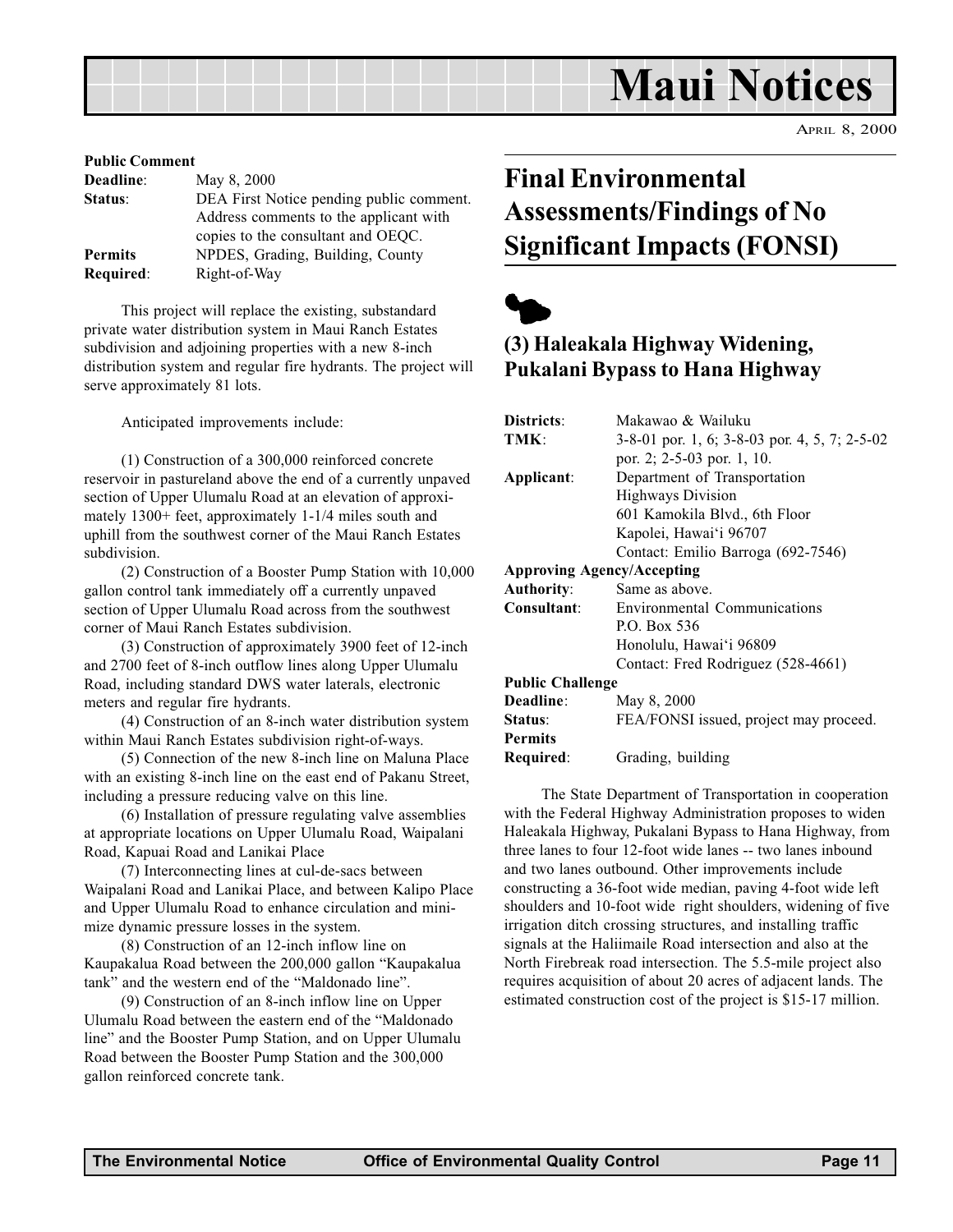# Maui Notices

APRIL 8, 2000

| | |
|---|---|
| **Public Comment Deadline**: | May 8, 2000 |
| **Status**: | DEA First Notice pending public comment. Address comments to the applicant with copies to the consultant and OEQC. |
| **Permits Required**: | NPDES, Grading, Building, County Right-of-Way |

This project will replace the existing, substandard private water distribution system in Maui Ranch Estates subdivision and adjoining properties with a new 8-inch distribution system and regular fire hydrants. The project will serve approximately 81 lots.

Anticipated improvements include:

(1) Construction of a 300,000 reinforced concrete reservoir in pastureland above the end of a currently unpaved section of Upper Ulumalu Road at an elevation of approximately 1300+ feet, approximately 1-1/4 miles south and uphill from the southwest corner of the Maui Ranch Estates subdivision.

(2) Construction of a Booster Pump Station with 10,000 gallon control tank immediately off a currently unpaved section of Upper Ulumalu Road across from the southwest corner of Maui Ranch Estates subdivision.

(3) Construction of approximately 3900 feet of 12-inch and 2700 feet of 8-inch outflow lines along Upper Ulumalu Road, including standard DWS water laterals, electronic meters and regular fire hydrants.

(4) Construction of an 8-inch water distribution system within Maui Ranch Estates subdivision right-of-ways.

(5) Connection of the new 8-inch line on Maluna Place with an existing 8-inch line on the east end of Pakanu Street, including a pressure reducing valve on this line.

(6) Installation of pressure regulating valve assemblies at appropriate locations on Upper Ulumalu Road, Waipalani Road, Kapuai Road and Lanikai Place

(7) Interconnecting lines at cul-de-sacs between Waipalani Road and Lanikai Place, and between Kalipo Place and Upper Ulumalu Road to enhance circulation and minimize dynamic pressure losses in the system.

(8) Construction of an 12-inch inflow line on Kaupakalua Road between the 200,000 gallon "Kaupakalua tank" and the western end of the "Maldonado line".

(9) Construction of an 8-inch inflow line on Upper Ulumalu Road between the eastern end of the "Maldonado line" and the Booster Pump Station, and on Upper Ulumalu Road between the Booster Pump Station and the 300,000 gallon reinforced concrete tank.

## Final Environmental Assessments/Findings of No Significant Impacts (FONSI)

### (3) Haleakala Highway Widening, Pukalani Bypass to Hana Highway

| | |
|---|---|
| **Districts**: | Makawao & Wailuku |
| **TMK**: | 3-8-01 por. 1, 6; 3-8-03 por. 4, 5, 7; 2-5-02 por. 2; 2-5-03 por. 1, 10. |
| **Applicant**: | Department of Transportation Highways Division 601 Kamokila Blvd., 6th Floor Kapolei, Hawai'i 96707 Contact: Emilio Barroga (692-7546) |
| **Approving Agency/Accepting Authority**: | Same as above. |
| **Consultant**: | Environmental Communications P.O. Box 536 Honolulu, Hawai'i 96809 Contact: Fred Rodriguez (528-4661) |
| **Public Challenge Deadline**: | May 8, 2000 |
| **Status**: | FEA/FONSI issued, project may proceed. |
| **Permits Required**: | Grading, building |

The State Department of Transportation in cooperation with the Federal Highway Administration proposes to widen Haleakala Highway, Pukalani Bypass to Hana Highway, from three lanes to four 12-foot wide lanes -- two lanes inbound and two lanes outbound. Other improvements include constructing a 36-foot wide median, paving 4-foot wide left shoulders and 10-foot wide right shoulders, widening of five irrigation ditch crossing structures, and installing traffic signals at the Haliimaile Road intersection and also at the North Firebreak road intersection. The 5.5-mile project also requires acquisition of about 20 acres of adjacent lands. The estimated construction cost of the project is $15-17 million.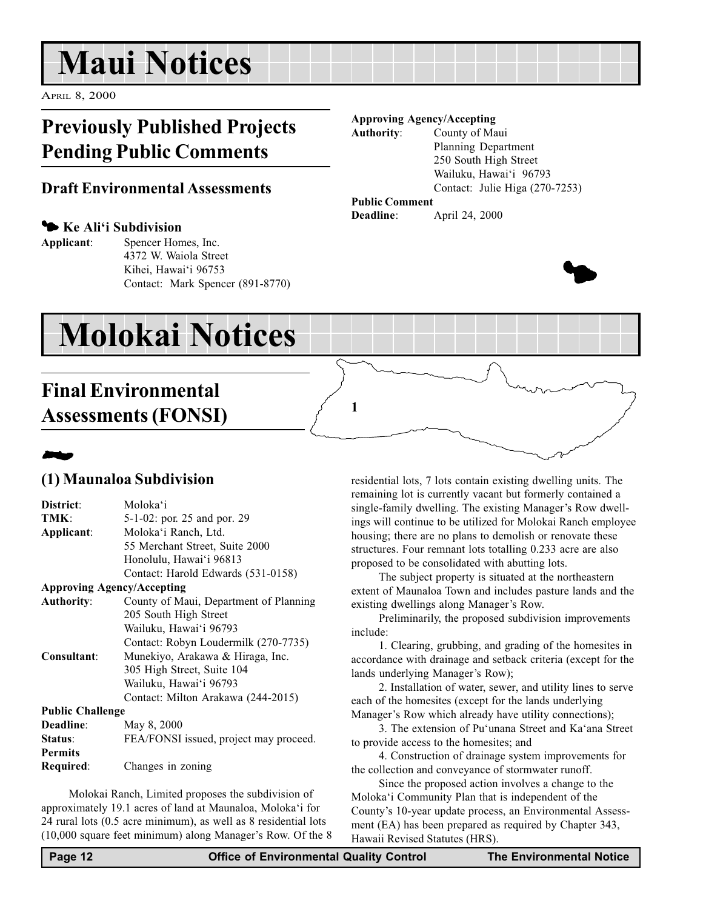# Maui Notices

APRIL 8, 2000

## Previously Published Projects Pending Public Comments

### Draft Environmental Assessments

#### Ke Ali'i Subdivision

**Applicant**: Spencer Homes, Inc.
4372 W. Waiola Street
Kihei, Hawai'i 96753
Contact: Mark Spencer (891-8770)

**Approving Agency/Accepting Authority**: County of Maui
Planning Department
250 South High Street
Wailuku, Hawai'i 96793
Contact: Julie Higa (270-7253)

**Public Comment Deadline**: April 24, 2000

# Molokai Notices

## Final Environmental Assessments (FONSI)

### (1) Maunaloa Subdivision

**District**: Moloka'i
**TMK**: 5-1-02: por. 25 and por. 29
**Applicant**: Moloka'i Ranch, Ltd.
55 Merchant Street, Suite 2000
Honolulu, Hawai'i 96813
Contact: Harold Edwards (531-0158)

**Approving Agency/Accepting Authority**: County of Maui, Department of Planning
205 South High Street
Wailuku, Hawai'i 96793
Contact: Robyn Loudermilk (270-7735)

**Consultant**: Munekiyo, Arakawa & Hiraga, Inc.
305 High Street, Suite 104
Wailuku, Hawai'i 96793
Contact: Milton Arakawa (244-2015)

**Public Challenge Deadline**: May 8, 2000
**Status**: FEA/FONSI issued, project may proceed.
**Permits Required**: Changes in zoning

Molokai Ranch, Limited proposes the subdivision of approximately 19.1 acres of land at Maunaloa, Moloka'i for 24 rural lots (0.5 acre minimum), as well as 8 residential lots (10,000 square feet minimum) along Manager's Row. Of the 8 residential lots, 7 lots contain existing dwelling units. The remaining lot is currently vacant but formerly contained a single-family dwelling. The existing Manager's Row dwellings will continue to be utilized for Molokai Ranch employee housing; there are no plans to demolish or renovate these structures. Four remnant lots totalling 0.233 acre are also proposed to be consolidated with abutting lots.

The subject property is situated at the northeastern extent of Maunaloa Town and includes pasture lands and the existing dwellings along Manager's Row.

Preliminarily, the proposed subdivision improvements include:

1. Clearing, grubbing, and grading of the homesites in accordance with drainage and setback criteria (except for the lands underlying Manager's Row);
2. Installation of water, sewer, and utility lines to serve each of the homesites (except for the lands underlying Manager's Row which already have utility connections);
3. The extension of Pu'unana Street and Ka'ana Street to provide access to the homesites; and
4. Construction of drainage system improvements for the collection and conveyance of stormwater runoff.

Since the proposed action involves a change to the Moloka'i Community Plan that is independent of the County's 10-year update process, an Environmental Assessment (EA) has been prepared as required by Chapter 343, Hawaii Revised Statutes (HRS).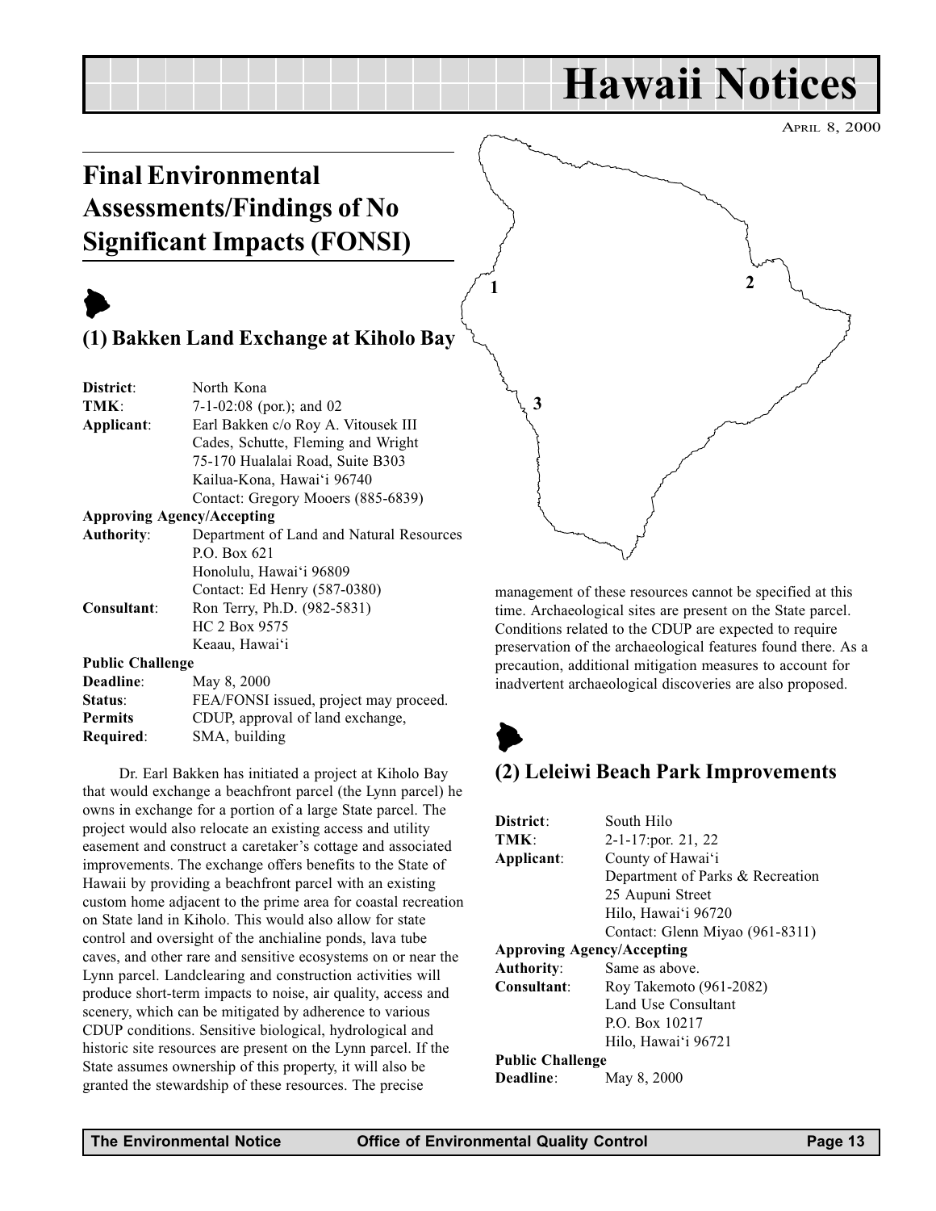# Hawaii Notices

April 8, 2000

## Final Environmental Assessments/Findings of No Significant Impacts (FONSI)

### (1) Bakken Land Exchange at Kiholo Bay

**District**: North Kona
**TMK**: 7-1-02:08 (por.); and 02
**Applicant**: Earl Bakken c/o Roy A. Vitousek III
Cades, Schutte, Fleming and Wright
75-170 Hualalai Road, Suite B303
Kailua-Kona, Hawai'i 96740
Contact: Gregory Mooers (885-6839)
**Approving Agency/Accepting Authority**: Department of Land and Natural Resources
P.O. Box 621
Honolulu, Hawai'i 96809
Contact: Ed Henry (587-0380)
**Consultant**: Ron Terry, Ph.D. (982-5831)
HC 2 Box 9575
Keaau, Hawai'i
**Public Challenge Deadline**: May 8, 2000
**Status**: FEA/FONSI issued, project may proceed.
**Permits Required**: CDUP, approval of land exchange, SMA, building

Dr. Earl Bakken has initiated a project at Kiholo Bay that would exchange a beachfront parcel (the Lynn parcel) he owns in exchange for a portion of a large State parcel. The project would also relocate an existing access and utility easement and construct a caretaker's cottage and associated improvements. The exchange offers benefits to the State of Hawaii by providing a beachfront parcel with an existing custom home adjacent to the prime area for coastal recreation on State land in Kiholo. This would also allow for state control and oversight of the anchialine ponds, lava tube caves, and other rare and sensitive ecosystems on or near the Lynn parcel. Landclearing and construction activities will produce short-term impacts to noise, air quality, access and scenery, which can be mitigated by adherence to various CDUP conditions. Sensitive biological, hydrological and historic site resources are present on the Lynn parcel. If the State assumes ownership of this property, it will also be granted the stewardship of these resources. The precise management of these resources cannot be specified at this time. Archaeological sites are present on the State parcel. Conditions related to the CDUP are expected to require preservation of the archaeological features found there. As a precaution, additional mitigation measures to account for inadvertent archaeological discoveries are also proposed.

### (2) Leleiwi Beach Park Improvements

**District**: South Hilo
**TMK**: 2-1-17:por. 21, 22
**Applicant**: County of Hawai'i
Department of Parks & Recreation
25 Aupuni Street
Hilo, Hawai'i 96720
Contact: Glenn Miyao (961-8311)
**Approving Agency/Accepting Authority**: Same as above.
**Consultant**: Roy Takemoto (961-2082)
Land Use Consultant
P.O. Box 10217
Hilo, Hawai'i 96721
**Public Challenge Deadline**: May 8, 2000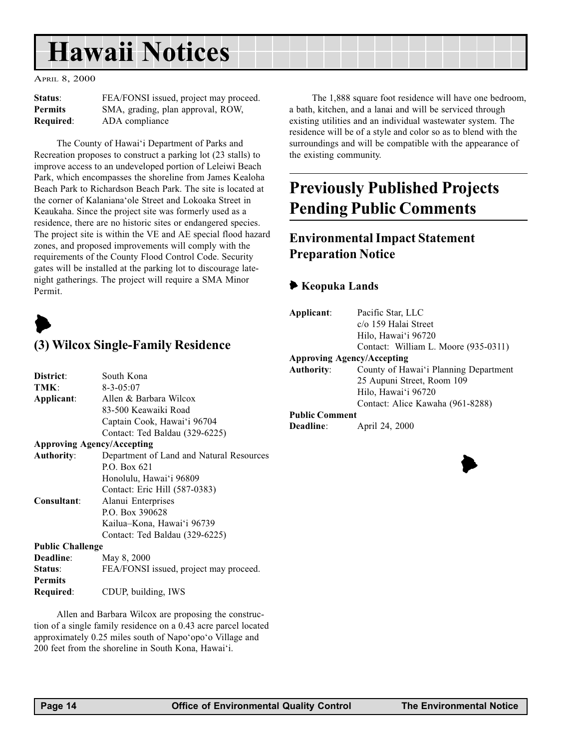| | |
|---|---|
| **Status**: | FEA/FONSI issued, project may proceed. |
| **Permits Required**: | SMA, grading, plan approval, ROW, ADA compliance |

The County of Hawai'i Department of Parks and Recreation proposes to construct a parking lot (23 stalls) to improve access to an undeveloped portion of Leleiwi Beach Park, which encompasses the shoreline from James Kealoha Beach Park to Richardson Beach Park. The site is located at the corner of Kalaniana'ole Street and Lokoaka Street in Keaukaha. Since the project site was formerly used as a residence, there are no historic sites or endangered species. The project site is within the VE and AE special flood hazard zones, and proposed improvements will comply with the requirements of the County Flood Control Code. Security gates will be installed at the parking lot to discourage late-night gatherings. The project will require a SMA Minor Permit.

## (3) Wilcox Single-Family Residence

| | |
|---|---|
| **District**: | South Kona |
| **TMK**: | 8-3-05:07 |
| **Applicant**: | Allen & Barbara Wilcox<br>83-500 Keawaiki Road<br>Captain Cook, Hawai'i 96704<br>Contact: Ted Baldau (329-6225) |
| **Approving Agency/Accepting Authority**: | Department of Land and Natural Resources<br>P.O. Box 621<br>Honolulu, Hawai'i 96809<br>Contact: Eric Hill (587-0383) |
| **Consultant**: | Alanui Enterprises<br>P.O. Box 390628<br>Kailua–Kona, Hawai'i 96739<br>Contact: Ted Baldau (329-6225) |
| **Public Challenge Deadline**: | May 8, 2000 |
| **Status**: | FEA/FONSI issued, project may proceed. |
| **Permits Required**: | CDUP, building, IWS |

Allen and Barbara Wilcox are proposing the construction of a single family residence on a 0.43 acre parcel located approximately 0.25 miles south of Napo'opo'o Village and 200 feet from the shoreline in South Kona, Hawai'i.

The 1,888 square foot residence will have one bedroom, a bath, kitchen, and a lanai and will be serviced through existing utilities and an individual wastewater system. The residence will be of a style and color so as to blend with the surroundings and will be compatible with the appearance of the existing community.

# Previously Published Projects Pending Public Comments

## Environmental Impact Statement Preparation Notice

### Keopuka Lands

| | |
|---|---|
| **Applicant**: | Pacific Star, LLC<br>c/o 159 Halai Street<br>Hilo, Hawai'i 96720<br>Contact: William L. Moore (935-0311) |
| **Approving Agency/Accepting Authority**: | County of Hawai'i Planning Department<br>25 Aupuni Street, Room 109<br>Hilo, Hawai'i 96720<br>Contact: Alice Kawaha (961-8288) |
| **Public Comment Deadline**: | April 24, 2000 |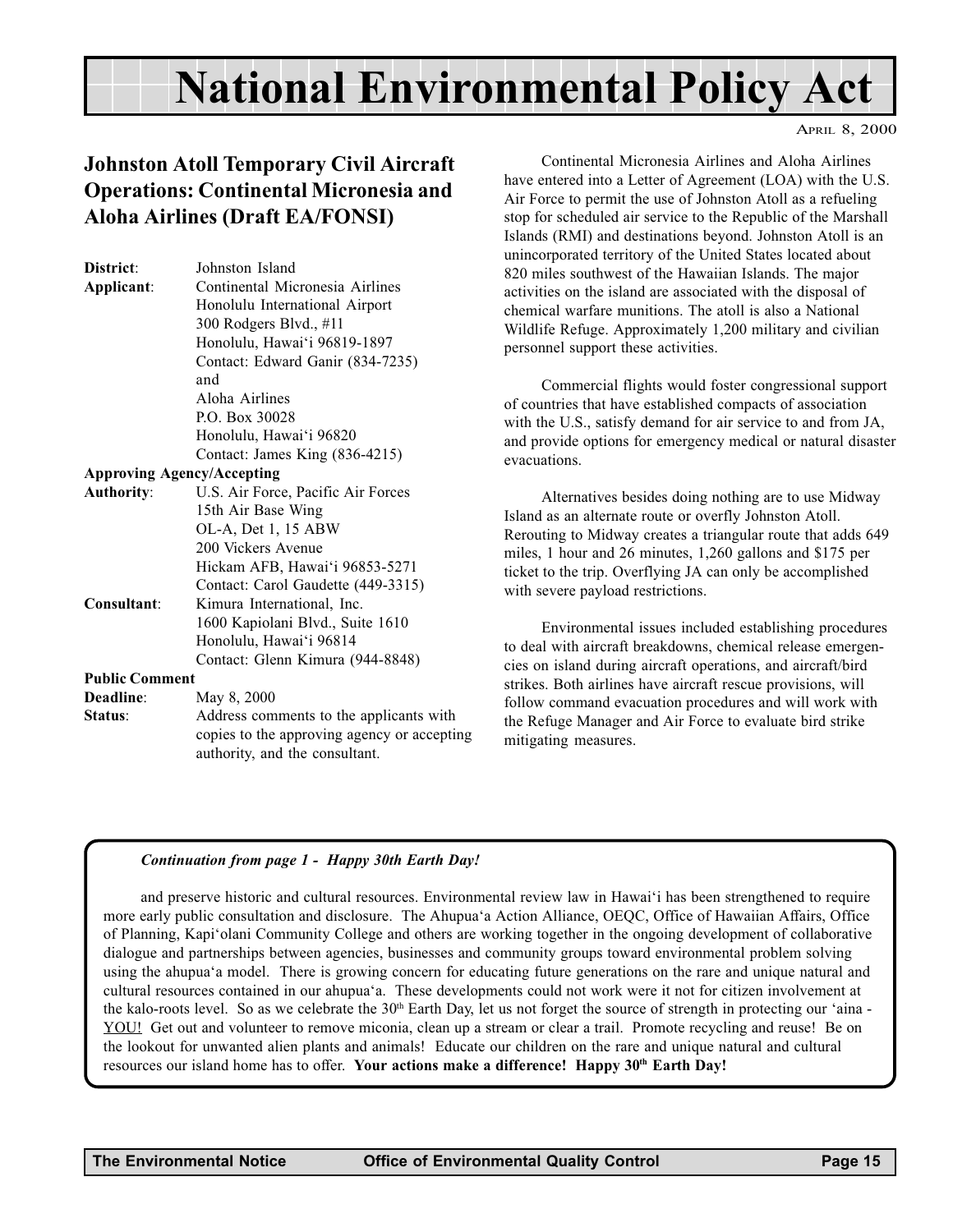# National Environmental Policy Act

April 8, 2000

## Johnston Atoll Temporary Civil Aircraft Operations: Continental Micronesia and Aloha Airlines (Draft EA/FONSI)

**District**: Johnston Island

**Applicant**: Continental Micronesia Airlines
Honolulu International Airport
300 Rodgers Blvd., #11
Honolulu, Hawai'i 96819-1897
Contact: Edward Ganir (834-7235)
and
Aloha Airlines
P.O. Box 30028
Honolulu, Hawai'i 96820
Contact: James King (836-4215)

**Approving Agency/Accepting Authority**: U.S. Air Force, Pacific Air Forces
15th Air Base Wing
OL-A, Det 1, 15 ABW
200 Vickers Avenue
Hickam AFB, Hawai'i 96853-5271
Contact: Carol Gaudette (449-3315)

**Consultant**: Kimura International, Inc.
1600 Kapiolani Blvd., Suite 1610
Honolulu, Hawai'i 96814
Contact: Glenn Kimura (944-8848)

**Public Comment Deadline**: May 8, 2000

**Status**: Address comments to the applicants with copies to the approving agency or accepting authority, and the consultant.

Continental Micronesia Airlines and Aloha Airlines have entered into a Letter of Agreement (LOA) with the U.S. Air Force to permit the use of Johnston Atoll as a refueling stop for scheduled air service to the Republic of the Marshall Islands (RMI) and destinations beyond. Johnston Atoll is an unincorporated territory of the United States located about 820 miles southwest of the Hawaiian Islands. The major activities on the island are associated with the disposal of chemical warfare munitions. The atoll is also a National Wildlife Refuge. Approximately 1,200 military and civilian personnel support these activities.

Commercial flights would foster congressional support of countries that have established compacts of association with the U.S., satisfy demand for air service to and from JA, and provide options for emergency medical or natural disaster evacuations.

Alternatives besides doing nothing are to use Midway Island as an alternate route or overfly Johnston Atoll. Rerouting to Midway creates a triangular route that adds 649 miles, 1 hour and 26 minutes, 1,260 gallons and $175 per ticket to the trip. Overflying JA can only be accomplished with severe payload restrictions.

Environmental issues included establishing procedures to deal with aircraft breakdowns, chemical release emergencies on island during aircraft operations, and aircraft/bird strikes. Both airlines have aircraft rescue provisions, will follow command evacuation procedures and will work with the Refuge Manager and Air Force to evaluate bird strike mitigating measures.

***Continuation from page 1 - Happy 30th Earth Day!***

and preserve historic and cultural resources. Environmental review law in Hawai'i has been strengthened to require more early public consultation and disclosure. The Ahupua'a Action Alliance, OEQC, Office of Hawaiian Affairs, Office of Planning, Kapi'olani Community College and others are working together in the ongoing development of collaborative dialogue and partnerships between agencies, businesses and community groups toward environmental problem solving using the ahupua'a model. There is growing concern for educating future generations on the rare and unique natural and cultural resources contained in our ahupua'a. These developments could not work were it not for citizen involvement at the kalo-roots level. So as we celebrate the 30th Earth Day, let us not forget the source of strength in protecting our 'aina - YOU! Get out and volunteer to remove miconia, clean up a stream or clear a trail. Promote recycling and reuse! Be on the lookout for unwanted alien plants and animals! Educate our children on the rare and unique natural and cultural resources our island home has to offer. **Your actions make a difference! Happy 30th Earth Day!**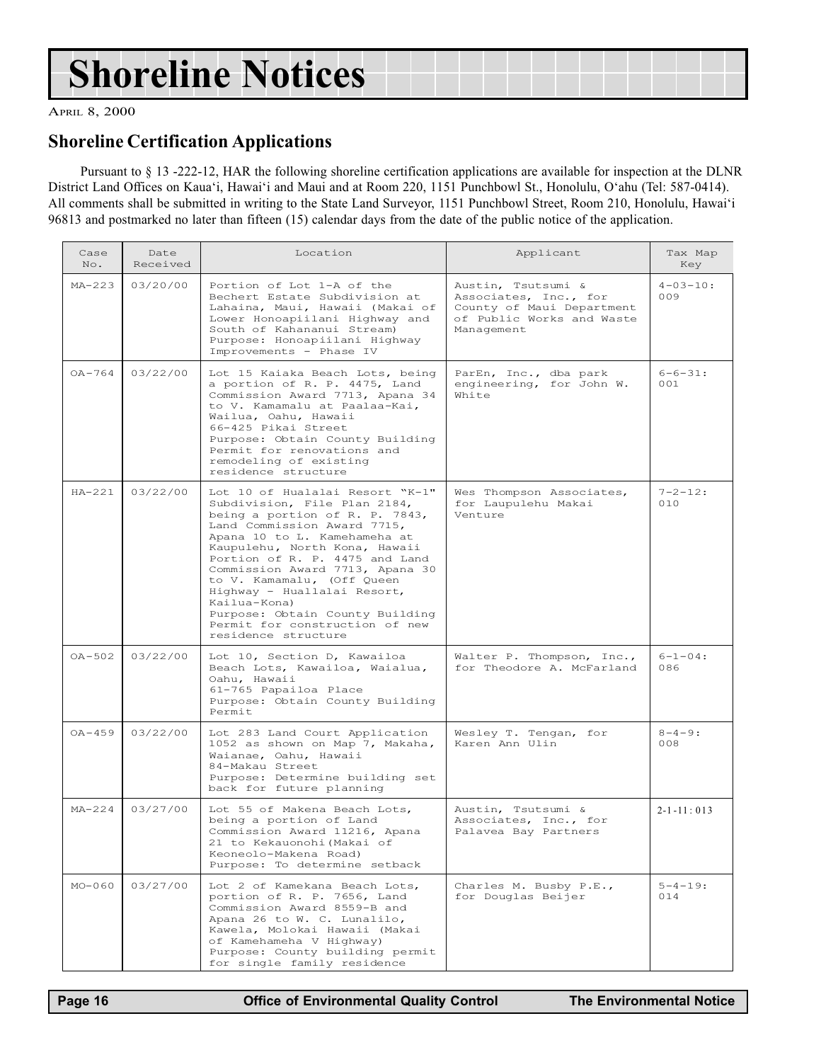# Shoreline Notices

April 8, 2000

## Shoreline Certification Applications

Pursuant to § 13 -222-12, HAR the following shoreline certification applications are available for inspection at the DLNR District Land Offices on Kaua'i, Hawai'i and Maui and at Room 220, 1151 Punchbowl St., Honolulu, O'ahu (Tel: 587-0414). All comments shall be submitted in writing to the State Land Surveyor, 1151 Punchbowl Street, Room 210, Honolulu, Hawai'i 96813 and postmarked no later than fifteen (15) calendar days from the date of the public notice of the application.

| Case No. | Date Received | Location | Applicant | Tax Map Key |
|---|---|---|---|---|
| MA-223 | 03/20/00 | Portion of Lot 1-A of the Bechert Estate Subdivision at Lahaina, Maui, Hawaii (Makai of Lower Honoapiilani Highway and South of Kahananui Stream) Purpose: Honoapiilani Highway Improvements - Phase IV | Austin, Tsutsumi & Associates, Inc., for County of Maui Department of Public Works and Waste Management | 4-03-10: 009 |
| OA-764 | 03/22/00 | Lot 15 Kaiaka Beach Lots, being a portion of R. P. 4475, Land Commission Award 7713, Apana 34 to V. Kamamalu at Paalaa-Kai, Wailua, Oahu, Hawaii 66-425 Pikai Street Purpose: Obtain County Building Permit for renovations and remodeling of existing residence structure | ParEn, Inc., dba park engineering, for John W. White | 6-6-31: 001 |
| HA-221 | 03/22/00 | Lot 10 of Hualalai Resort "K-1" Subdivision, File Plan 2184, being a portion of R. P. 7843, Land Commission Award 7715, Apana 10 to L. Kamehameha at Kaupulehu, North Kona, Hawaii Portion of R. P. 4475 and Land Commission Award 7713, Apana 30 to V. Kamamalu, (Off Queen Highway - Huallalai Resort, Kailua-Kona) Purpose: Obtain County Building Permit for construction of new residence structure | Wes Thompson Associates, for Laupulehu Makai Venture | 7-2-12: 010 |
| OA-502 | 03/22/00 | Lot 10, Section D, Kawailoa Beach Lots, Kawailoa, Waialua, Oahu, Hawaii 61-765 Papailoa Place Purpose: Obtain County Building Permit | Walter P. Thompson, Inc., for Theodore A. McFarland | 6-1-04: 086 |
| OA-459 | 03/22/00 | Lot 283 Land Court Application 1052 as shown on Map 7, Makaha, Waianae, Oahu, Hawaii 84-Makau Street Purpose: Determine building set back for future planning | Wesley T. Tengan, for Karen Ann Ulin | 8-4-9: 008 |
| MA-224 | 03/27/00 | Lot 55 of Makena Beach Lots, being a portion of Land Commission Award 11216, Apana 21 to Kekauonohi(Makai of Keoneolo-Makena Road) Purpose: To determine setback | Austin, Tsutsumi & Associates, Inc., for Palavea Bay Partners | 2-1-11: 013 |
| MO-060 | 03/27/00 | Lot 2 of Kamekana Beach Lots, portion of R. P. 7656, Land Commission Award 8559-B and Apana 26 to W. C. Lunalilo, Kawela, Molokai Hawaii (Makai of Kamehameha V Highway) Purpose: County building permit for single family residence | Charles M. Busby P.E., for Douglas Beijer | 5-4-19: 014 |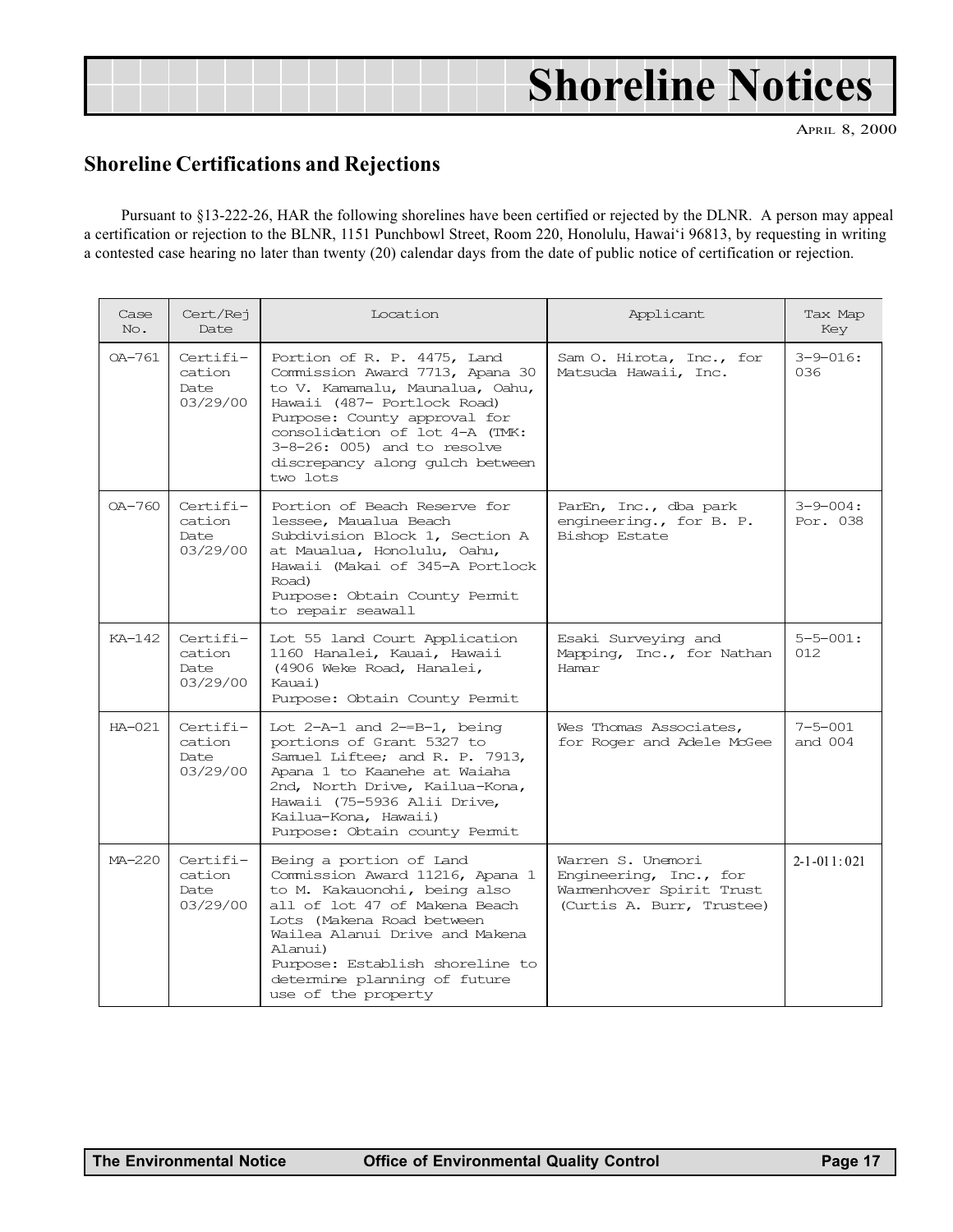# Shoreline Notices

APRIL 8, 2000

## Shoreline Certifications and Rejections

Pursuant to §13-222-26, HAR the following shorelines have been certified or rejected by the DLNR. A person may appeal a certification or rejection to the BLNR, 1151 Punchbowl Street, Room 220, Honolulu, Hawai'i 96813, by requesting in writing a contested case hearing no later than twenty (20) calendar days from the date of public notice of certification or rejection.

| Case No. | Cert/Rej Date | Location | Applicant | Tax Map Key |
|---|---|---|---|---|
| OA-761 | Certification Date 03/29/00 | Portion of R. P. 4475, Land Commission Award 7713, Apana 30 to V. Kamamalu, Maunalua, Oahu, Hawaii (487- Portlock Road) Purpose: County approval for consolidation of lot 4-A (TMK: 3-8-26: 005) and to resolve discrepancy along gulch between two lots | Sam O. Hirota, Inc., for Matsuda Hawaii, Inc. | 3-9-016: 036 |
| OA-760 | Certification Date 03/29/00 | Portion of Beach Reserve for lessee, Maualua Beach Subdivision Block 1, Section A at Maualua, Honolulu, Oahu, Hawaii (Makai of 345-A Portlock Road) Purpose: Obtain County Permit to repair seawall | ParEn, Inc., dba park engineering., for B. P. Bishop Estate | 3-9-004: Por. 038 |
| KA-142 | Certification Date 03/29/00 | Lot 55 land Court Application 1160 Hanalei, Kauai, Hawaii (4906 Weke Road, Hanalei, Kauai) Purpose: Obtain County Permit | Esaki Surveying and Mapping, Inc., for Nathan Hamar | 5-5-001: 012 |
| HA-021 | Certification Date 03/29/00 | Lot 2-A-1 and 2-=B-1, being portions of Grant 5327 to Samuel Liftee; and R. P. 7913, Apana 1 to Kaanehe at Waiaha 2nd, North Drive, Kailua-Kona, Hawaii (75-5936 Alii Drive, Kailua-Kona, Hawaii) Purpose: Obtain county Permit | Wes Thomas Associates, for Roger and Adele McGee | 7-5-001 and 004 |
| MA-220 | Certification Date 03/29/00 | Being a portion of Land Commission Award 11216, Apana 1 to M. Kakauonohi, being also all of lot 47 of Makena Beach Lots (Makena Road between Wailea Alanui Drive and Makena Alanui) Purpose: Establish shoreline to determine planning of future use of the property | Warren S. Unemori Engineering, Inc., for Warmenhover Spirit Trust (Curtis A. Burr, Trustee) | 2-1-011: 021 |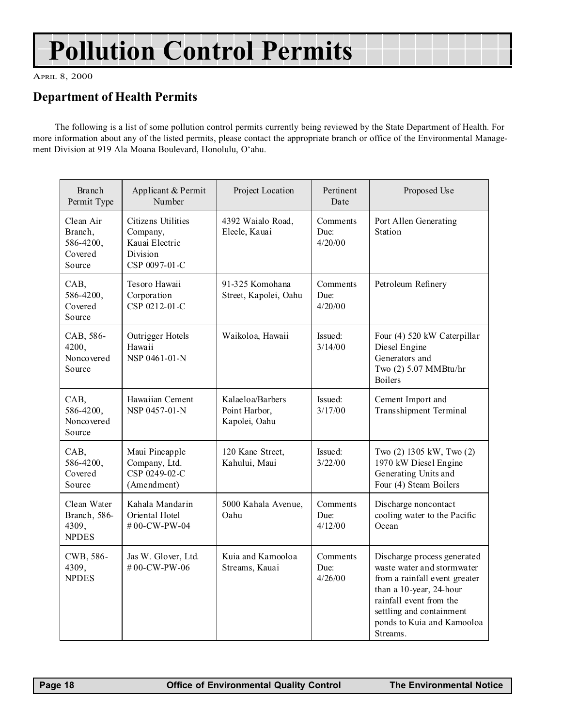# Pollution Control Permits

APRIL 8, 2000

## Department of Health Permits

The following is a list of some pollution control permits currently being reviewed by the State Department of Health. For more information about any of the listed permits, please contact the appropriate branch or office of the Environmental Management Division at 919 Ala Moana Boulevard, Honolulu, O'ahu.

| Branch Permit Type | Applicant & Permit Number | Project Location | Pertinent Date | Proposed Use |
|---|---|---|---|---|
| Clean Air Branch, 586-4200, Covered Source | Citizens Utilities Company, Kauai Electric Division CSP 0097-01-C | 4392 Waialo Road, Eleele, Kauai | Comments Due: 4/20/00 | Port Allen Generating Station |
| CAB, 586-4200, Covered Source | Tesoro Hawaii Corporation CSP 0212-01-C | 91-325 Komohana Street, Kapolei, Oahu | Comments Due: 4/20/00 | Petroleum Refinery |
| CAB, 586-4200, Noncovered Source | Outrigger Hotels Hawaii NSP 0461-01-N | Waikoloa, Hawaii | Issued: 3/14/00 | Four (4) 520 kW Caterpillar Diesel Engine Generators and Two (2) 5.07 MMBtu/hr Boilers |
| CAB, 586-4200, Noncovered Source | Hawaiian Cement NSP 0457-01-N | Kalaeloa/Barbers Point Harbor, Kapolei, Oahu | Issued: 3/17/00 | Cement Import and Transshipment Terminal |
| CAB, 586-4200, Covered Source | Maui Pineapple Company, Ltd. CSP 0249-02-C (Amendment) | 120 Kane Street, Kahului, Maui | Issued: 3/22/00 | Two (2) 1305 kW, Two (2) 1970 kW Diesel Engine Generating Units and Four (4) Steam Boilers |
| Clean Water Branch, 586-4309, NPDES | Kahala Mandarin Oriental Hotel # 00-CW-PW-04 | 5000 Kahala Avenue, Oahu | Comments Due: 4/12/00 | Discharge noncontact cooling water to the Pacific Ocean |
| CWB, 586-4309, NPDES | Jas W. Glover, Ltd. # 00-CW-PW-06 | Kuia and Kamooloa Streams, Kauai | Comments Due: 4/26/00 | Discharge process generated waste water and stormwater from a rainfall event greater than a 10-year, 24-hour rainfall event from the settling and containment ponds to Kuia and Kamooloa Streams. |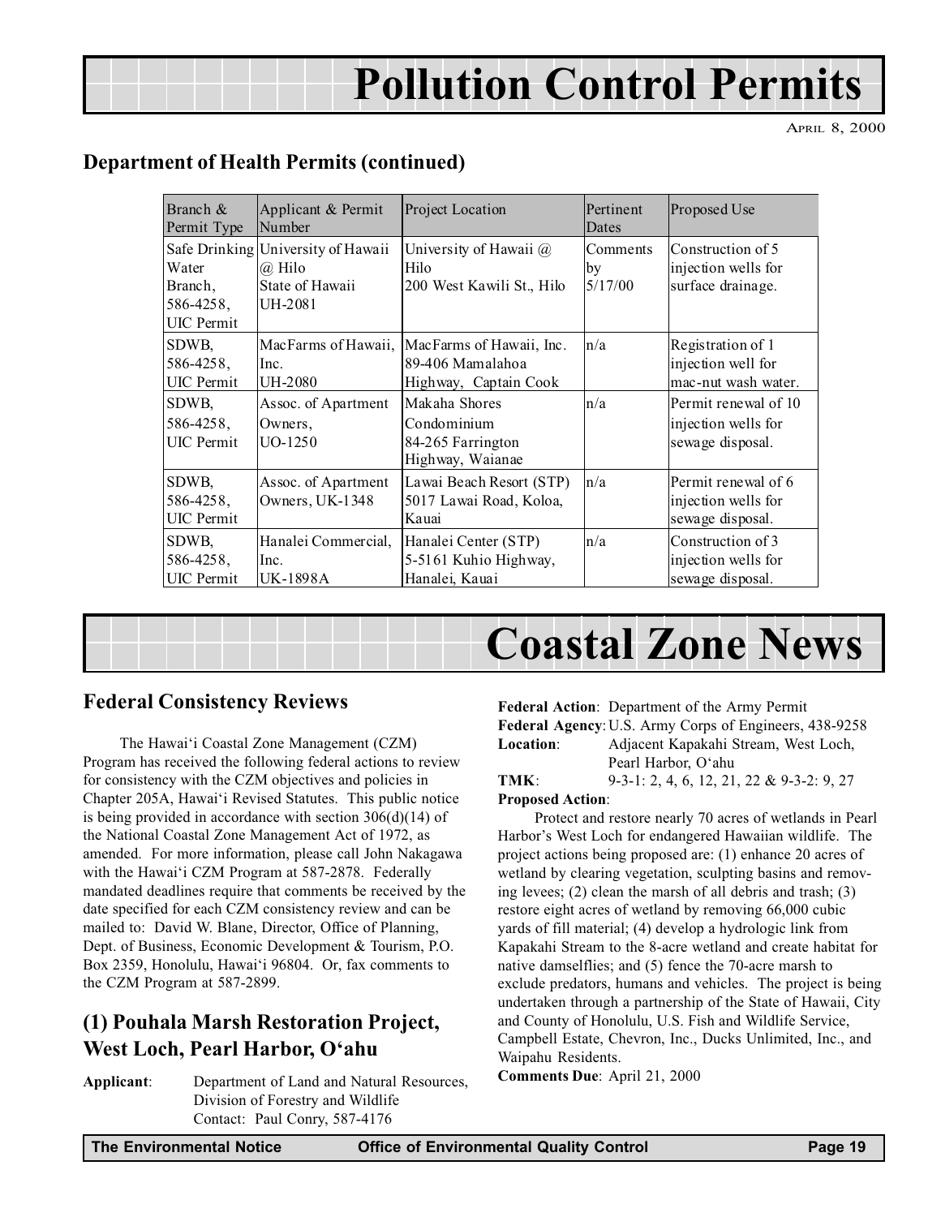# Pollution Control Permits

April 8, 2000

## Department of Health Permits (continued)

| Branch & Permit Type | Applicant & Permit Number | Project Location | Pertinent Dates | Proposed Use |
|---|---|---|---|---|
| Safe Drinking Water Branch, 586-4258, UIC Permit | University of Hawaii @ Hilo State of Hawaii UH-2081 | University of Hawaii @ Hilo 200 West Kawili St., Hilo | Comments by 5/17/00 | Construction of 5 injection wells for surface drainage. |
| SDWB, 586-4258, UIC Permit | MacFarms of Hawaii, Inc. UH-2080 | MacFarms of Hawaii, Inc. 89-406 Mamalahoa Highway, Captain Cook | n/a | Registration of 1 injection well for mac-nut wash water. |
| SDWB, 586-4258, UIC Permit | Assoc. of Apartment Owners, UO-1250 | Makaha Shores Condominium 84-265 Farrington Highway, Waianae | n/a | Permit renewal of 10 injection wells for sewage disposal. |
| SDWB, 586-4258, UIC Permit | Assoc. of Apartment Owners, UK-1348 | Lawai Beach Resort (STP) 5017 Lawai Road, Koloa, Kauai | n/a | Permit renewal of 6 injection wells for sewage disposal. |
| SDWB, 586-4258, UIC Permit | Hanalei Commercial, Inc. UK-1898A | Hanalei Center (STP) 5-5161 Kuhio Highway, Hanalei, Kauai | n/a | Construction of 3 injection wells for sewage disposal. |

# Coastal Zone News

## Federal Consistency Reviews

The Hawai'i Coastal Zone Management (CZM) Program has received the following federal actions to review for consistency with the CZM objectives and policies in Chapter 205A, Hawai'i Revised Statutes. This public notice is being provided in accordance with section 306(d)(14) of the National Coastal Zone Management Act of 1972, as amended. For more information, please call John Nakagawa with the Hawai'i CZM Program at 587-2878. Federally mandated deadlines require that comments be received by the date specified for each CZM consistency review and can be mailed to: David W. Blane, Director, Office of Planning, Dept. of Business, Economic Development & Tourism, P.O. Box 2359, Honolulu, Hawai'i 96804. Or, fax comments to the CZM Program at 587-2899.

## (1) Pouhala Marsh Restoration Project, West Loch, Pearl Harbor, O'ahu

**Applicant**: Department of Land and Natural Resources, Division of Forestry and Wildlife
Contact: Paul Conry, 587-4176

**Federal Action**: Department of the Army Permit
**Federal Agency**: U.S. Army Corps of Engineers, 438-9258
**Location**: Adjacent Kapakahi Stream, West Loch, Pearl Harbor, O'ahu
**TMK**: 9-3-1: 2, 4, 6, 12, 21, 22 & 9-3-2: 9, 27
**Proposed Action**:

Protect and restore nearly 70 acres of wetlands in Pearl Harbor's West Loch for endangered Hawaiian wildlife. The project actions being proposed are: (1) enhance 20 acres of wetland by clearing vegetation, sculpting basins and removing levees; (2) clean the marsh of all debris and trash; (3) restore eight acres of wetland by removing 66,000 cubic yards of fill material; (4) develop a hydrologic link from Kapakahi Stream to the 8-acre wetland and create habitat for native damselflies; and (5) fence the 70-acre marsh to exclude predators, humans and vehicles. The project is being undertaken through a partnership of the State of Hawaii, City and County of Honolulu, U.S. Fish and Wildlife Service, Campbell Estate, Chevron, Inc., Ducks Unlimited, Inc., and Waipahu Residents.

**Comments Due**: April 21, 2000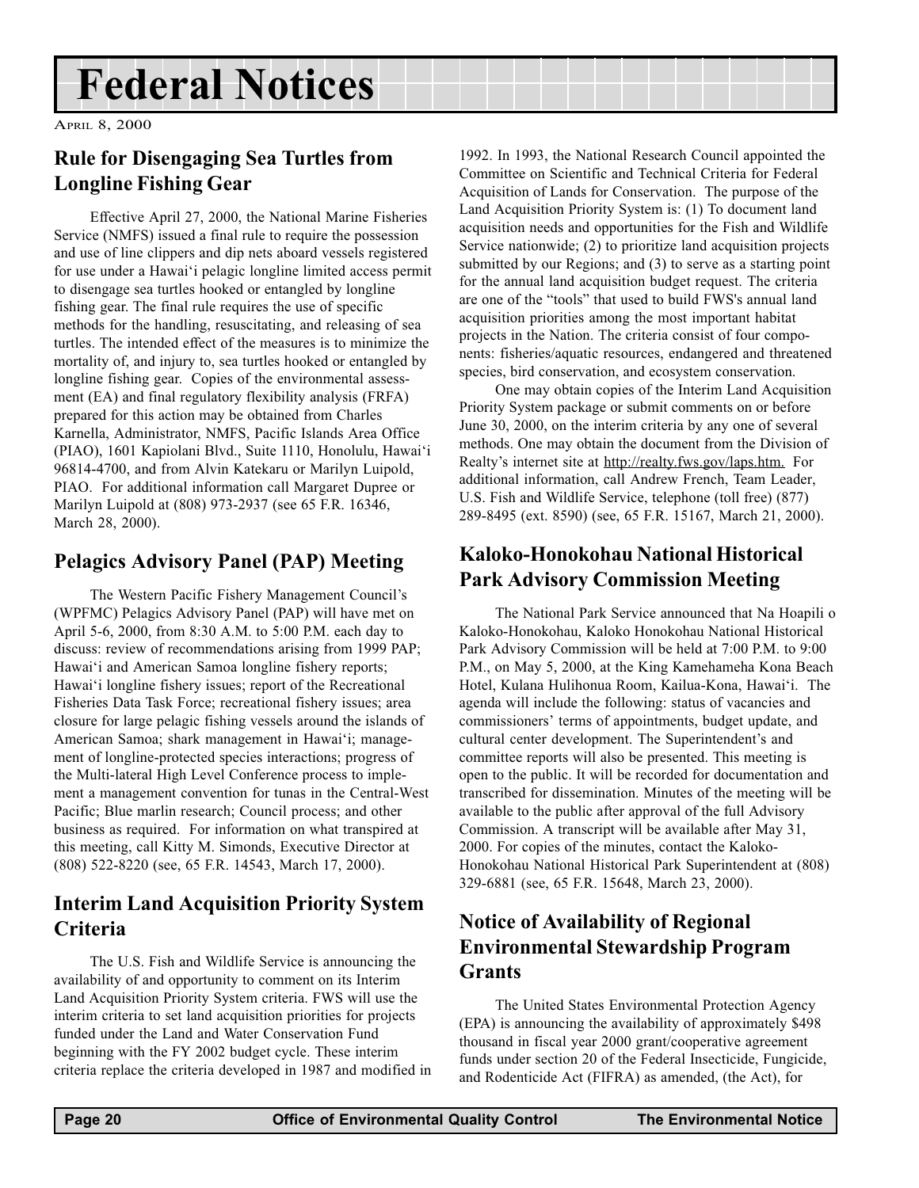# Federal Notices

April 8, 2000

## Rule for Disengaging Sea Turtles from Longline Fishing Gear

Effective April 27, 2000, the National Marine Fisheries Service (NMFS) issued a final rule to require the possession and use of line clippers and dip nets aboard vessels registered for use under a Hawai'i pelagic longline limited access permit to disengage sea turtles hooked or entangled by longline fishing gear. The final rule requires the use of specific methods for the handling, resuscitating, and releasing of sea turtles. The intended effect of the measures is to minimize the mortality of, and injury to, sea turtles hooked or entangled by longline fishing gear. Copies of the environmental assessment (EA) and final regulatory flexibility analysis (FRFA) prepared for this action may be obtained from Charles Karnella, Administrator, NMFS, Pacific Islands Area Office (PIAO), 1601 Kapiolani Blvd., Suite 1110, Honolulu, Hawai'i 96814-4700, and from Alvin Katekaru or Marilyn Luipold, PIAO. For additional information call Margaret Dupree or Marilyn Luipold at (808) 973-2937 (see 65 F.R. 16346, March 28, 2000).

## Pelagics Advisory Panel (PAP) Meeting

The Western Pacific Fishery Management Council's (WPFMC) Pelagics Advisory Panel (PAP) will have met on April 5-6, 2000, from 8:30 A.M. to 5:00 P.M. each day to discuss: review of recommendations arising from 1999 PAP; Hawai'i and American Samoa longline fishery reports; Hawai'i longline fishery issues; report of the Recreational Fisheries Data Task Force; recreational fishery issues; area closure for large pelagic fishing vessels around the islands of American Samoa; shark management in Hawai'i; management of longline-protected species interactions; progress of the Multi-lateral High Level Conference process to implement a management convention for tunas in the Central-West Pacific; Blue marlin research; Council process; and other business as required. For information on what transpired at this meeting, call Kitty M. Simonds, Executive Director at (808) 522-8220 (see, 65 F.R. 14543, March 17, 2000).

## Interim Land Acquisition Priority System Criteria

The U.S. Fish and Wildlife Service is announcing the availability of and opportunity to comment on its Interim Land Acquisition Priority System criteria. FWS will use the interim criteria to set land acquisition priorities for projects funded under the Land and Water Conservation Fund beginning with the FY 2002 budget cycle. These interim criteria replace the criteria developed in 1987 and modified in 1992. In 1993, the National Research Council appointed the Committee on Scientific and Technical Criteria for Federal Acquisition of Lands for Conservation. The purpose of the Land Acquisition Priority System is: (1) To document land acquisition needs and opportunities for the Fish and Wildlife Service nationwide; (2) to prioritize land acquisition projects submitted by our Regions; and (3) to serve as a starting point for the annual land acquisition budget request. The criteria are one of the "tools" that used to build FWS's annual land acquisition priorities among the most important habitat projects in the Nation. The criteria consist of four components: fisheries/aquatic resources, endangered and threatened species, bird conservation, and ecosystem conservation.

One may obtain copies of the Interim Land Acquisition Priority System package or submit comments on or before June 30, 2000, on the interim criteria by any one of several methods. One may obtain the document from the Division of Realty's internet site at http://realty.fws.gov/laps.htm. For additional information, call Andrew French, Team Leader, U.S. Fish and Wildlife Service, telephone (toll free) (877) 289-8495 (ext. 8590) (see, 65 F.R. 15167, March 21, 2000).

## Kaloko-Honokohau National Historical Park Advisory Commission Meeting

The National Park Service announced that Na Hoapili o Kaloko-Honokohau, Kaloko Honokohau National Historical Park Advisory Commission will be held at 7:00 P.M. to 9:00 P.M., on May 5, 2000, at the King Kamehameha Kona Beach Hotel, Kulana Hulihonua Room, Kailua-Kona, Hawai'i. The agenda will include the following: status of vacancies and commissioners' terms of appointments, budget update, and cultural center development. The Superintendent's and committee reports will also be presented. This meeting is open to the public. It will be recorded for documentation and transcribed for dissemination. Minutes of the meeting will be available to the public after approval of the full Advisory Commission. A transcript will be available after May 31, 2000. For copies of the minutes, contact the Kaloko-Honokohau National Historical Park Superintendent at (808) 329-6881 (see, 65 F.R. 15648, March 23, 2000).

## Notice of Availability of Regional Environmental Stewardship Program Grants

The United States Environmental Protection Agency (EPA) is announcing the availability of approximately $498 thousand in fiscal year 2000 grant/cooperative agreement funds under section 20 of the Federal Insecticide, Fungicide, and Rodenticide Act (FIFRA) as amended, (the Act), for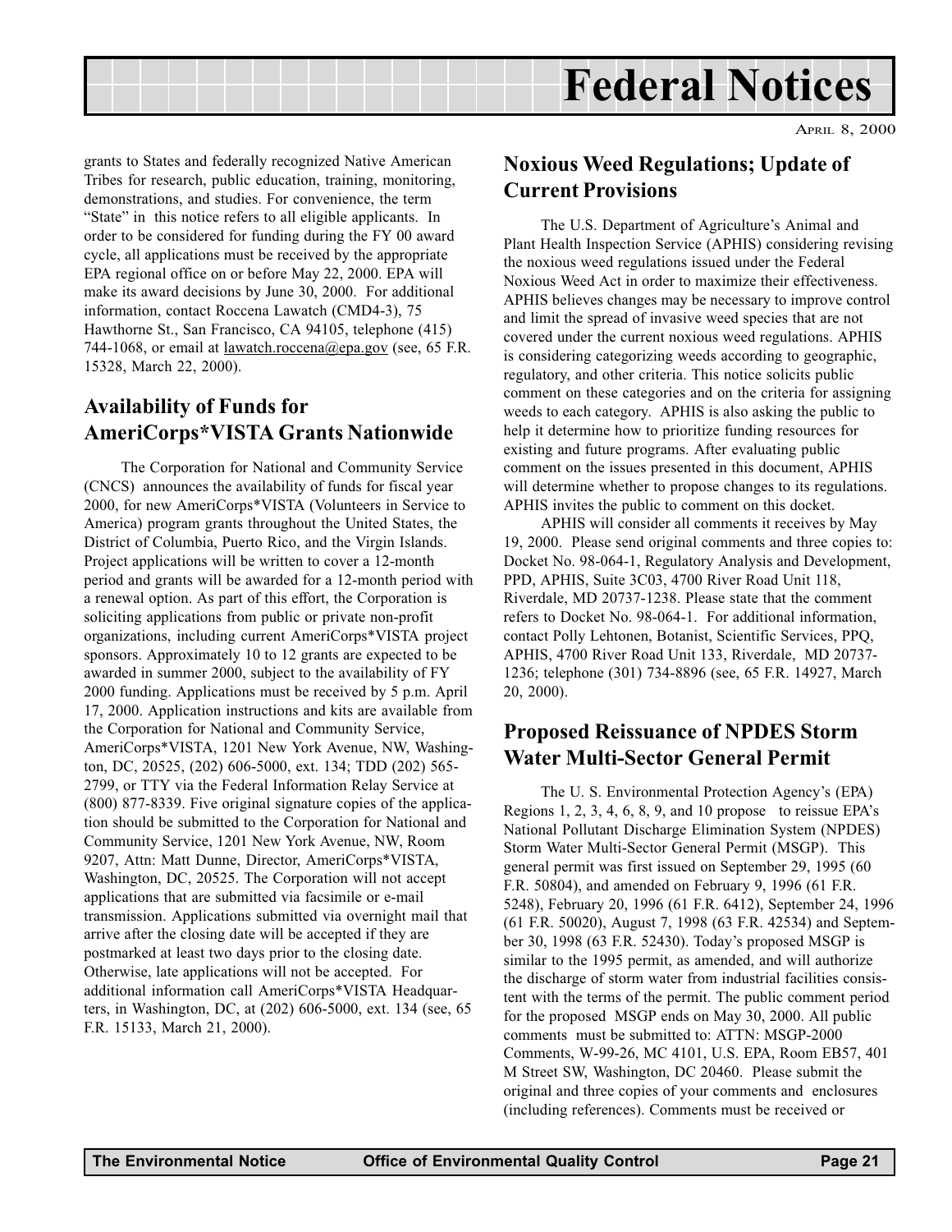grants to States and federally recognized Native American Tribes for research, public education, training, monitoring, demonstrations, and studies. For convenience, the term "State" in this notice refers to all eligible applicants. In order to be considered for funding during the FY 00 award cycle, all applications must be received by the appropriate EPA regional office on or before May 22, 2000. EPA will make its award decisions by June 30, 2000. For additional information, contact Roccena Lawatch (CMD4-3), 75 Hawthorne St., San Francisco, CA 94105, telephone (415) 744-1068, or email at lawatch.roccena@epa.gov (see, 65 F.R. 15328, March 22, 2000).

## Availability of Funds for AmeriCorps*VISTA Grants Nationwide

The Corporation for National and Community Service (CNCS) announces the availability of funds for fiscal year 2000, for new AmeriCorps*VISTA (Volunteers in Service to America) program grants throughout the United States, the District of Columbia, Puerto Rico, and the Virgin Islands. Project applications will be written to cover a 12-month period and grants will be awarded for a 12-month period with a renewal option. As part of this effort, the Corporation is soliciting applications from public or private non-profit organizations, including current AmeriCorps*VISTA project sponsors. Approximately 10 to 12 grants are expected to be awarded in summer 2000, subject to the availability of FY 2000 funding. Applications must be received by 5 p.m. April 17, 2000. Application instructions and kits are available from the Corporation for National and Community Service, AmeriCorps*VISTA, 1201 New York Avenue, NW, Washington, DC, 20525, (202) 606-5000, ext. 134; TDD (202) 565-2799, or TTY via the Federal Information Relay Service at (800) 877-8339. Five original signature copies of the application should be submitted to the Corporation for National and Community Service, 1201 New York Avenue, NW, Room 9207, Attn: Matt Dunne, Director, AmeriCorps*VISTA, Washington, DC, 20525. The Corporation will not accept applications that are submitted via facsimile or e-mail transmission. Applications submitted via overnight mail that arrive after the closing date will be accepted if they are postmarked at least two days prior to the closing date. Otherwise, late applications will not be accepted. For additional information call AmeriCorps*VISTA Headquarters, in Washington, DC, at (202) 606-5000, ext. 134 (see, 65 F.R. 15133, March 21, 2000).

## Noxious Weed Regulations; Update of Current Provisions

The U.S. Department of Agriculture's Animal and Plant Health Inspection Service (APHIS) considering revising the noxious weed regulations issued under the Federal Noxious Weed Act in order to maximize their effectiveness. APHIS believes changes may be necessary to improve control and limit the spread of invasive weed species that are not covered under the current noxious weed regulations. APHIS is considering categorizing weeds according to geographic, regulatory, and other criteria. This notice solicits public comment on these categories and on the criteria for assigning weeds to each category. APHIS is also asking the public to help it determine how to prioritize funding resources for existing and future programs. After evaluating public comment on the issues presented in this document, APHIS will determine whether to propose changes to its regulations. APHIS invites the public to comment on this docket.

APHIS will consider all comments it receives by May 19, 2000. Please send original comments and three copies to: Docket No. 98-064-1, Regulatory Analysis and Development, PPD, APHIS, Suite 3C03, 4700 River Road Unit 118, Riverdale, MD 20737-1238. Please state that the comment refers to Docket No. 98-064-1. For additional information, contact Polly Lehtonen, Botanist, Scientific Services, PPQ, APHIS, 4700 River Road Unit 133, Riverdale, MD 20737-1236; telephone (301) 734-8896 (see, 65 F.R. 14927, March 20, 2000).

## Proposed Reissuance of NPDES Storm Water Multi-Sector General Permit

The U. S. Environmental Protection Agency's (EPA) Regions 1, 2, 3, 4, 6, 8, 9, and 10 propose to reissue EPA's National Pollutant Discharge Elimination System (NPDES) Storm Water Multi-Sector General Permit (MSGP). This general permit was first issued on September 29, 1995 (60 F.R. 50804), and amended on February 9, 1996 (61 F.R. 5248), February 20, 1996 (61 F.R. 6412), September 24, 1996 (61 F.R. 50020), August 7, 1998 (63 F.R. 42534) and September 30, 1998 (63 F.R. 52430). Today's proposed MSGP is similar to the 1995 permit, as amended, and will authorize the discharge of storm water from industrial facilities consistent with the terms of the permit. The public comment period for the proposed MSGP ends on May 30, 2000. All public comments must be submitted to: ATTN: MSGP-2000 Comments, W-99-26, MC 4101, U.S. EPA, Room EB57, 401 M Street SW, Washington, DC 20460. Please submit the original and three copies of your comments and enclosures (including references). Comments must be received or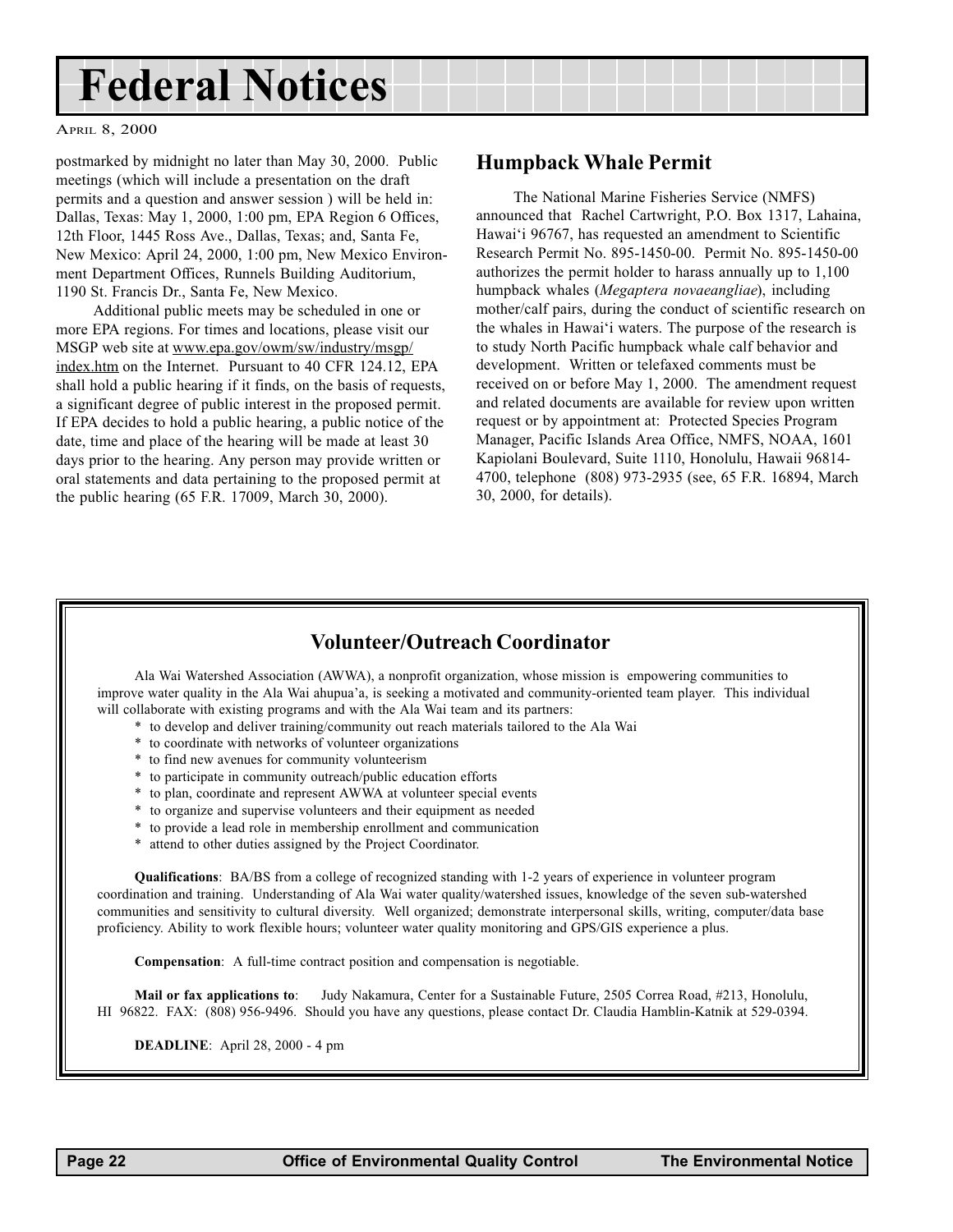# Federal Notices

April 8, 2000

postmarked by midnight no later than May 30, 2000. Public meetings (which will include a presentation on the draft permits and a question and answer session ) will be held in: Dallas, Texas: May 1, 2000, 1:00 pm, EPA Region 6 Offices, 12th Floor, 1445 Ross Ave., Dallas, Texas; and, Santa Fe, New Mexico: April 24, 2000, 1:00 pm, New Mexico Environment Department Offices, Runnels Building Auditorium, 1190 St. Francis Dr., Santa Fe, New Mexico.

Additional public meets may be scheduled in one or more EPA regions. For times and locations, please visit our MSGP web site at www.epa.gov/owm/sw/industry/msgp/index.htm on the Internet. Pursuant to 40 CFR 124.12, EPA shall hold a public hearing if it finds, on the basis of requests, a significant degree of public interest in the proposed permit. If EPA decides to hold a public hearing, a public notice of the date, time and place of the hearing will be made at least 30 days prior to the hearing. Any person may provide written or oral statements and data pertaining to the proposed permit at the public hearing (65 F.R. 17009, March 30, 2000).

## Humpback Whale Permit

The National Marine Fisheries Service (NMFS) announced that Rachel Cartwright, P.O. Box 1317, Lahaina, Hawai'i 96767, has requested an amendment to Scientific Research Permit No. 895-1450-00. Permit No. 895-1450-00 authorizes the permit holder to harass annually up to 1,100 humpback whales (*Megaptera novaeangliae*), including mother/calf pairs, during the conduct of scientific research on the whales in Hawai'i waters. The purpose of the research is to study North Pacific humpback whale calf behavior and development. Written or telefaxed comments must be received on or before May 1, 2000. The amendment request and related documents are available for review upon written request or by appointment at: Protected Species Program Manager, Pacific Islands Area Office, NMFS, NOAA, 1601 Kapiolani Boulevard, Suite 1110, Honolulu, Hawaii 96814-4700, telephone (808) 973-2935 (see, 65 F.R. 16894, March 30, 2000, for details).

## Volunteer/Outreach Coordinator

Ala Wai Watershed Association (AWWA), a nonprofit organization, whose mission is empowering communities to improve water quality in the Ala Wai ahupua'a, is seeking a motivated and community-oriented team player. This individual will collaborate with existing programs and with the Ala Wai team and its partners:

* to develop and deliver training/community out reach materials tailored to the Ala Wai
* to coordinate with networks of volunteer organizations
* to find new avenues for community volunteerism
* to participate in community outreach/public education efforts
* to plan, coordinate and represent AWWA at volunteer special events
* to organize and supervise volunteers and their equipment as needed
* to provide a lead role in membership enrollment and communication
* attend to other duties assigned by the Project Coordinator.

**Qualifications**: BA/BS from a college of recognized standing with 1-2 years of experience in volunteer program coordination and training. Understanding of Ala Wai water quality/watershed issues, knowledge of the seven sub-watershed communities and sensitivity to cultural diversity. Well organized; demonstrate interpersonal skills, writing, computer/data base proficiency. Ability to work flexible hours; volunteer water quality monitoring and GPS/GIS experience a plus.

**Compensation**: A full-time contract position and compensation is negotiable.

**Mail or fax applications to**: Judy Nakamura, Center for a Sustainable Future, 2505 Correa Road, #213, Honolulu, HI 96822. FAX: (808) 956-9496. Should you have any questions, please contact Dr. Claudia Hamblin-Katnik at 529-0394.

**DEADLINE**: April 28, 2000 - 4 pm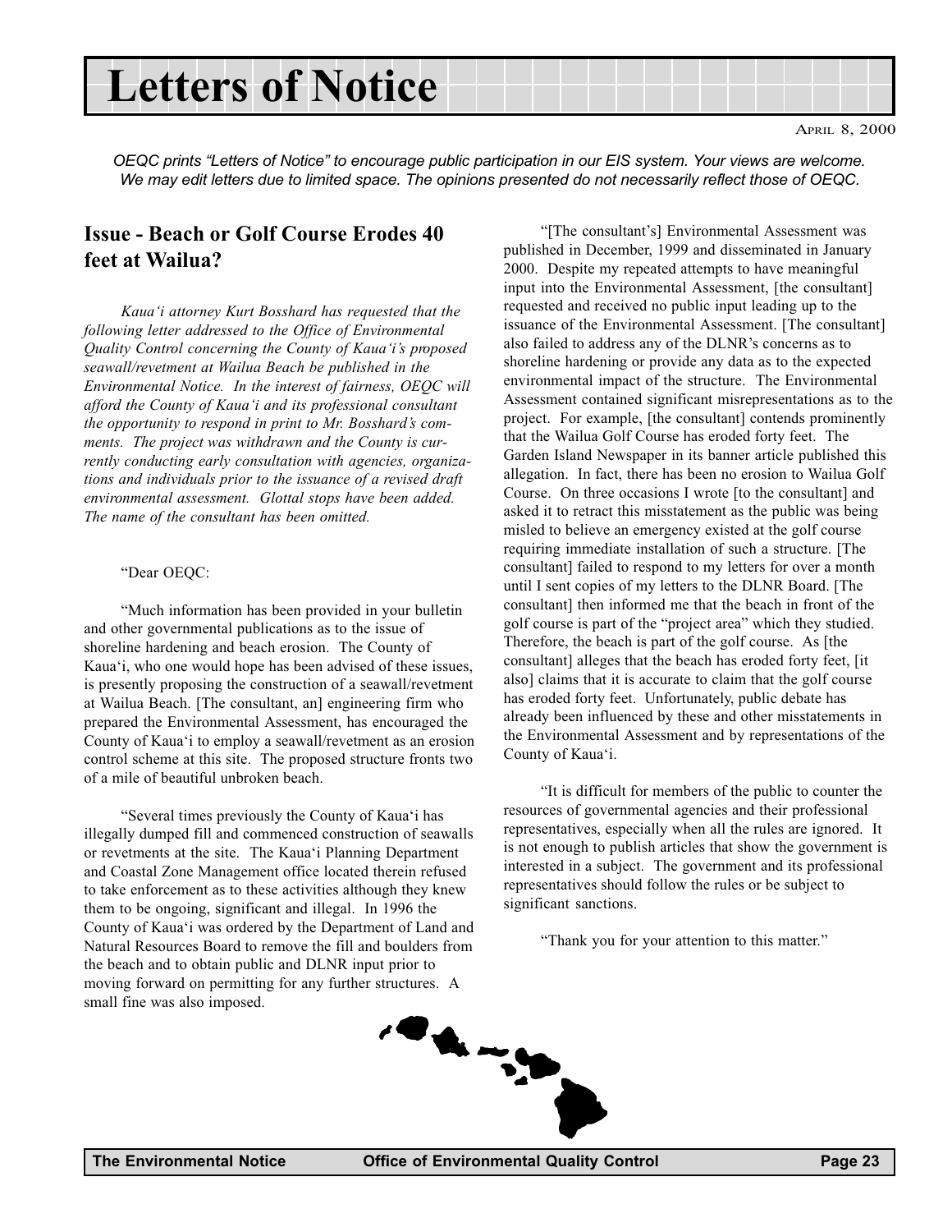# Letters of Notice

April 8, 2000

*OEQC prints "Letters of Notice" to encourage public participation in our EIS system. Your views are welcome. We may edit letters due to limited space. The opinions presented do not necessarily reflect those of OEQC.*

## Issue - Beach or Golf Course Erodes 40 feet at Wailua?

*Kaua'i attorney Kurt Bosshard has requested that the following letter addressed to the Office of Environmental Quality Control concerning the County of Kaua'i's proposed seawall/revetment at Wailua Beach be published in the Environmental Notice. In the interest of fairness, OEQC will afford the County of Kaua'i and its professional consultant the opportunity to respond in print to Mr. Bosshard's comments. The project was withdrawn and the County is currently conducting early consultation with agencies, organizations and individuals prior to the issuance of a revised draft environmental assessment. Glottal stops have been added. The name of the consultant has been omitted.*

"Dear OEQC:

"Much information has been provided in your bulletin and other governmental publications as to the issue of shoreline hardening and beach erosion. The County of Kaua'i, who one would hope has been advised of these issues, is presently proposing the construction of a seawall/revetment at Wailua Beach. [The consultant, an] engineering firm who prepared the Environmental Assessment, has encouraged the County of Kaua'i to employ a seawall/revetment as an erosion control scheme at this site. The proposed structure fronts two of a mile of beautiful unbroken beach.

"Several times previously the County of Kaua'i has illegally dumped fill and commenced construction of seawalls or revetments at the site. The Kaua'i Planning Department and Coastal Zone Management office located therein refused to take enforcement as to these activities although they knew them to be ongoing, significant and illegal. In 1996 the County of Kaua'i was ordered by the Department of Land and Natural Resources Board to remove the fill and boulders from the beach and to obtain public and DLNR input prior to moving forward on permitting for any further structures. A small fine was also imposed.

"[The consultant's] Environmental Assessment was published in December, 1999 and disseminated in January 2000. Despite my repeated attempts to have meaningful input into the Environmental Assessment, [the consultant] requested and received no public input leading up to the issuance of the Environmental Assessment. [The consultant] also failed to address any of the DLNR's concerns as to shoreline hardening or provide any data as to the expected environmental impact of the structure. The Environmental Assessment contained significant misrepresentations as to the project. For example, [the consultant] contends prominently that the Wailua Golf Course has eroded forty feet. The Garden Island Newspaper in its banner article published this allegation. In fact, there has been no erosion to Wailua Golf Course. On three occasions I wrote [to the consultant] and asked it to retract this misstatement as the public was being misled to believe an emergency existed at the golf course requiring immediate installation of such a structure. [The consultant] failed to respond to my letters for over a month until I sent copies of my letters to the DLNR Board. [The consultant] then informed me that the beach in front of the golf course is part of the "project area" which they studied. Therefore, the beach is part of the golf course. As [the consultant] alleges that the beach has eroded forty feet, [it also] claims that it is accurate to claim that the golf course has eroded forty feet. Unfortunately, public debate has already been influenced by these and other misstatements in the Environmental Assessment and by representations of the County of Kaua'i.

"It is difficult for members of the public to counter the resources of governmental agencies and their professional representatives, especially when all the rules are ignored. It is not enough to publish articles that show the government is interested in a subject. The government and its professional representatives should follow the rules or be subject to significant sanctions.

"Thank you for your attention to this matter."